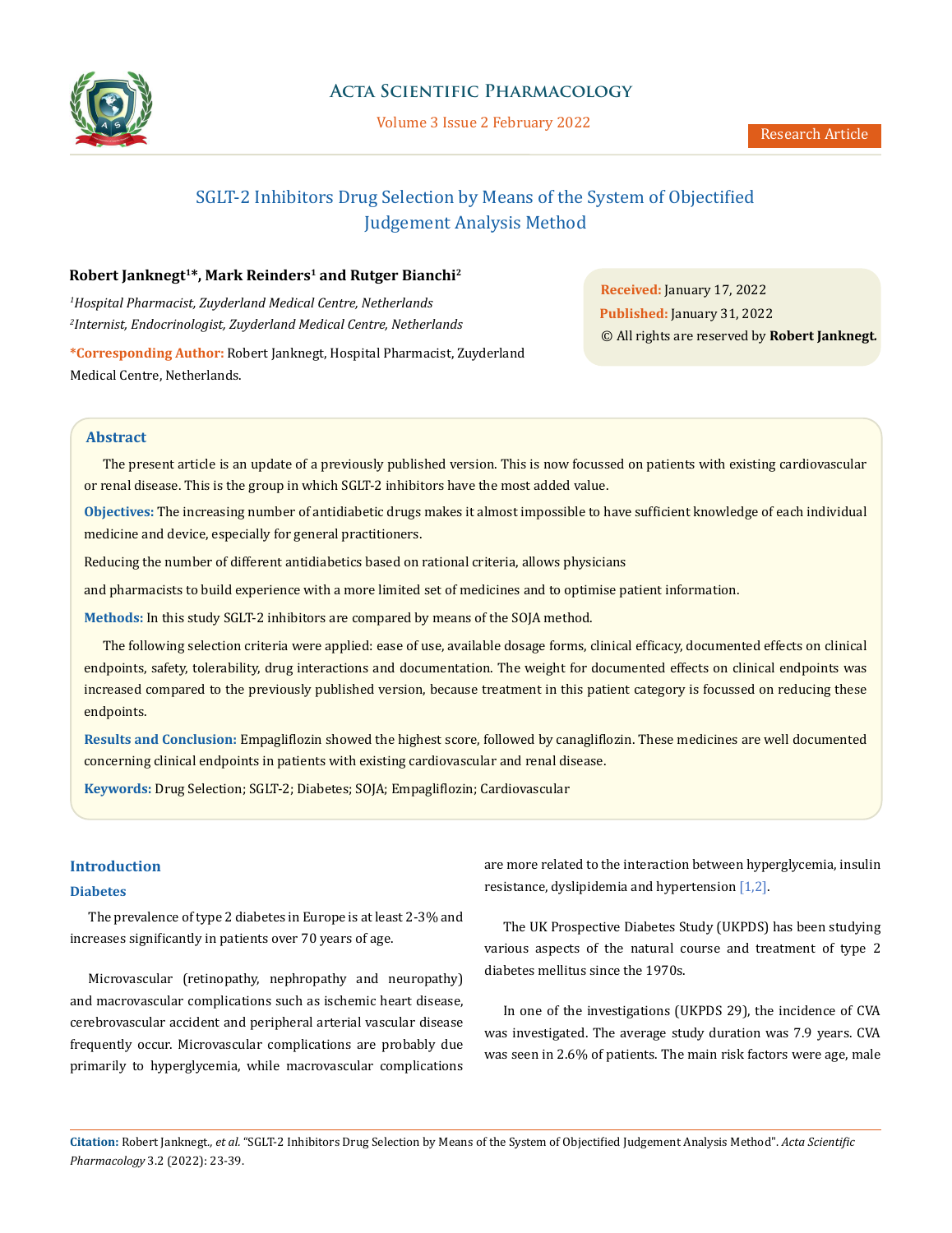# SGLT-2 Inhibitors Drug Selection by Means of the System of Objectified Judgement Analysis Method

**Robert Janknegt[1]*, Mark Reinders[1] and Rutger Bianchi[2]**

*[1]Hospital Pharmacist, Zuyderland Medical Centre, Netherlands*

*[2]Internist, Endocrinologist, Zuyderland Medical Centre, Netherlands*

**\*Corresponding Author:** Robert Janknegt, Hospital Pharmacist, Zuyderland Medical Centre, Netherlands.

**Received:** January 17, 2022

**Published:** January 31, 2022

© All rights are reserved by **Robert Janknegt.**

## Abstract

The present article is an update of a previously published version. This is now focussed on patients with existing cardiovascular or renal disease. This is the group in which SGLT-2 inhibitors have the most added value.

**Objectives:** The increasing number of antidiabetic drugs makes it almost impossible to have sufficient knowledge of each individual medicine and device, especially for general practitioners.

Reducing the number of different antidiabetics based on rational criteria, allows physicians

and pharmacists to build experience with a more limited set of medicines and to optimise patient information.

**Methods:** In this study SGLT-2 inhibitors are compared by means of the SOJA method.

The following selection criteria were applied: ease of use, available dosage forms, clinical efficacy, documented effects on clinical endpoints, safety, tolerability, drug interactions and documentation. The weight for documented effects on clinical endpoints was increased compared to the previously published version, because treatment in this patient category is focussed on reducing these endpoints.

**Results and Conclusion:** Empagliflozin showed the highest score, followed by canagliflozin. These medicines are well documented concerning clinical endpoints in patients with existing cardiovascular and renal disease.

**Keywords:** Drug Selection; SGLT-2; Diabetes; SOJA; Empagliflozin; Cardiovascular

## Introduction

### Diabetes

The prevalence of type 2 diabetes in Europe is at least 2-3% and increases significantly in patients over 70 years of age.

Microvascular (retinopathy, nephropathy and neuropathy) and macrovascular complications such as ischemic heart disease, cerebrovascular accident and peripheral arterial vascular disease frequently occur. Microvascular complications are probably due primarily to hyperglycemia, while macrovascular complications are more related to the interaction between hyperglycemia, insulin resistance, dyslipidemia and hypertension [1,2].

The UK Prospective Diabetes Study (UKPDS) has been studying various aspects of the natural course and treatment of type 2 diabetes mellitus since the 1970s.

In one of the investigations (UKPDS 29), the incidence of CVA was investigated. The average study duration was 7.9 years. CVA was seen in 2.6% of patients. The main risk factors were age, male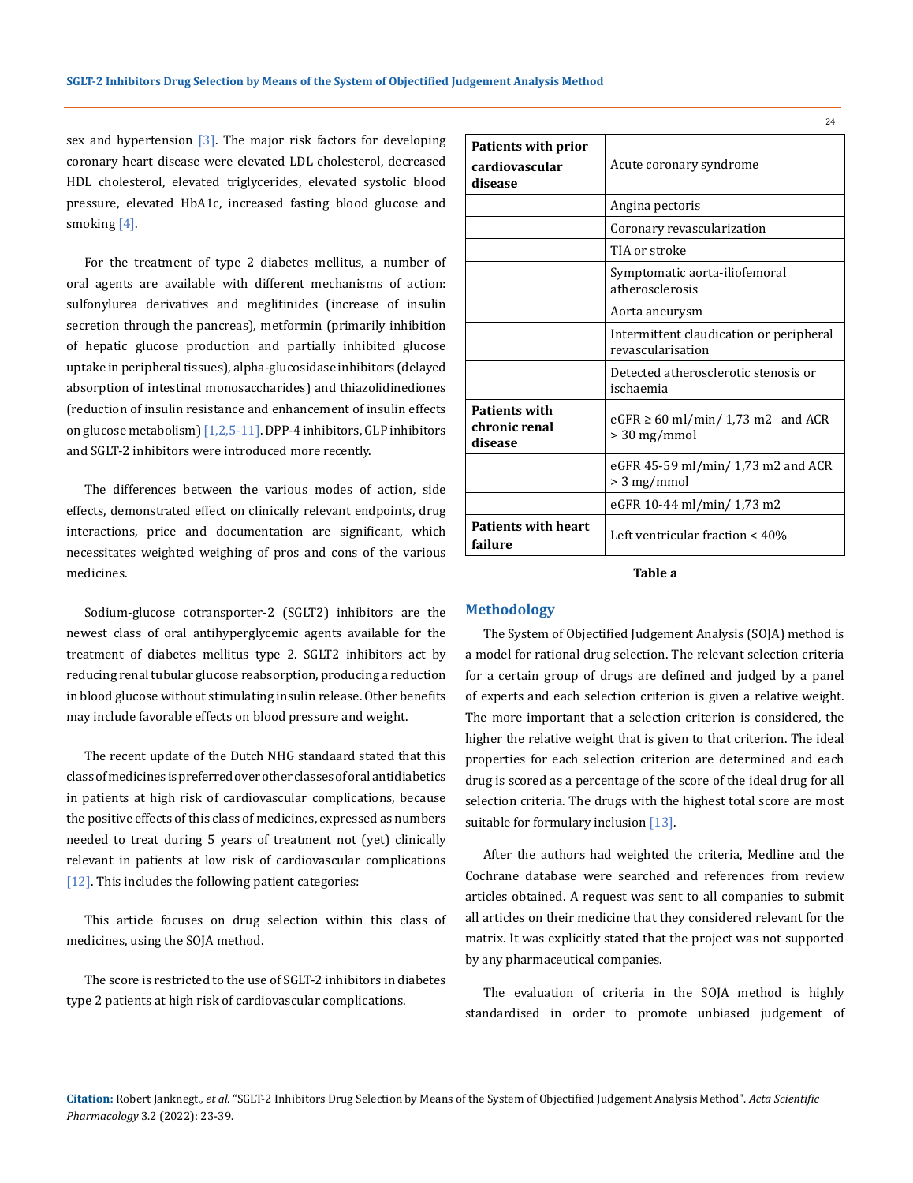sex and hypertension [3]. The major risk factors for developing coronary heart disease were elevated LDL cholesterol, decreased HDL cholesterol, elevated triglycerides, elevated systolic blood pressure, elevated HbA1c, increased fasting blood glucose and smoking [4].

For the treatment of type 2 diabetes mellitus, a number of oral agents are available with different mechanisms of action: sulfonylurea derivatives and meglitinides (increase of insulin secretion through the pancreas), metformin (primarily inhibition of hepatic glucose production and partially inhibited glucose uptake in peripheral tissues), alpha-glucosidase inhibitors (delayed absorption of intestinal monosaccharides) and thiazolidinediones (reduction of insulin resistance and enhancement of insulin effects on glucose metabolism) [1,2,5-11]. DPP-4 inhibitors, GLP inhibitors and SGLT-2 inhibitors were introduced more recently.

The differences between the various modes of action, side effects, demonstrated effect on clinically relevant endpoints, drug interactions, price and documentation are significant, which necessitates weighted weighing of pros and cons of the various medicines.

Sodium-glucose cotransporter-2 (SGLT2) inhibitors are the newest class of oral antihyperglycemic agents available for the treatment of diabetes mellitus type 2. SGLT2 inhibitors act by reducing renal tubular glucose reabsorption, producing a reduction in blood glucose without stimulating insulin release. Other benefits may include favorable effects on blood pressure and weight.

The recent update of the Dutch NHG standaard stated that this class of medicines is preferred over other classes of oral antidiabetics in patients at high risk of cardiovascular complications, because the positive effects of this class of medicines, expressed as numbers needed to treat during 5 years of treatment not (yet) clinically relevant in patients at low risk of cardiovascular complications [12]. This includes the following patient categories:

| Patients with prior cardiovascular disease | Acute coronary syndrome |
|---|---|
| | Angina pectoris |
| | Coronary revascularization |
| | TIA or stroke |
| | Symptomatic aorta-iliofemoral atherosclerosis |
| | Aorta aneurysm |
| | Intermittent claudication or peripheral revascularisation |
| | Detected atherosclerotic stenosis or ischaemia |
| **Patients with chronic renal disease** | eGFR ≥ 60 ml/min/ 1,73 m2 and ACR > 30 mg/mmol |
| | eGFR 45-59 ml/min/ 1,73 m2 and ACR > 3 mg/mmol |
| | eGFR 10-44 ml/min/ 1,73 m2 |
| **Patients with heart failure** | Left ventricular fraction < 40% |

**Table a**

This article focuses on drug selection within this class of medicines, using the SOJA method.

The score is restricted to the use of SGLT-2 inhibitors in diabetes type 2 patients at high risk of cardiovascular complications.

## Methodology

The System of Objectified Judgement Analysis (SOJA) method is a model for rational drug selection. The relevant selection criteria for a certain group of drugs are defined and judged by a panel of experts and each selection criterion is given a relative weight. The more important that a selection criterion is considered, the higher the relative weight that is given to that criterion. The ideal properties for each selection criterion are determined and each drug is scored as a percentage of the score of the ideal drug for all selection criteria. The drugs with the highest total score are most suitable for formulary inclusion [13].

After the authors had weighted the criteria, Medline and the Cochrane database were searched and references from review articles obtained. A request was sent to all companies to submit all articles on their medicine that they considered relevant for the matrix. It was explicitly stated that the project was not supported by any pharmaceutical companies.

The evaluation of criteria in the SOJA method is highly standardised in order to promote unbiased judgement of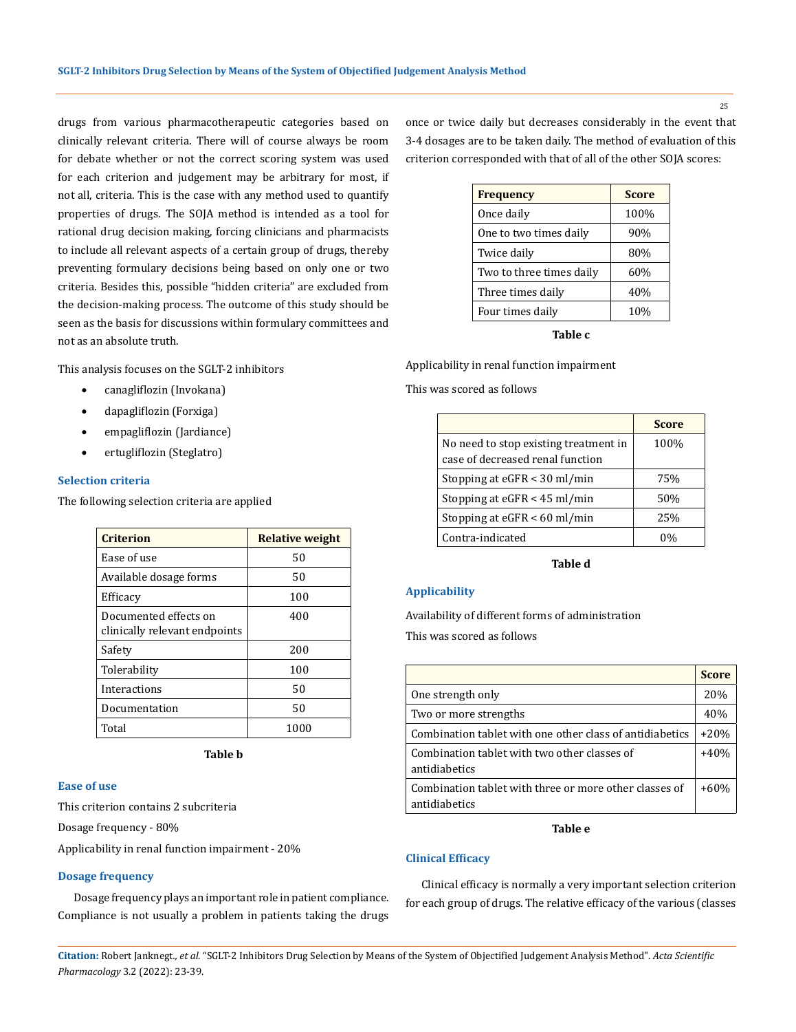drugs from various pharmacotherapeutic categories based on clinically relevant criteria. There will of course always be room for debate whether or not the correct scoring system was used for each criterion and judgement may be arbitrary for most, if not all, criteria. This is the case with any method used to quantify properties of drugs. The SOJA method is intended as a tool for rational drug decision making, forcing clinicians and pharmacists to include all relevant aspects of a certain group of drugs, thereby preventing formulary decisions being based on only one or two criteria. Besides this, possible "hidden criteria" are excluded from the decision-making process. The outcome of this study should be seen as the basis for discussions within formulary committees and not as an absolute truth.

This analysis focuses on the SGLT-2 inhibitors

- canagliflozin (Invokana)
- dapagliflozin (Forxiga)
- empagliflozin (Jardiance)
- ertugliflozin (Steglatro)

### Selection criteria

The following selection criteria are applied

| Criterion | Relative weight |
|---|---|
| Ease of use | 50 |
| Available dosage forms | 50 |
| Efficacy | 100 |
| Documented effects on clinically relevant endpoints | 400 |
| Safety | 200 |
| Tolerability | 100 |
| Interactions | 50 |
| Documentation | 50 |
| Total | 1000 |

**Table b**

### Ease of use

This criterion contains 2 subcriteria

Dosage frequency - 80%

Applicability in renal function impairment - 20%

### Dosage frequency

Dosage frequency plays an important role in patient compliance. Compliance is not usually a problem in patients taking the drugs once or twice daily but decreases considerably in the event that 3-4 dosages are to be taken daily. The method of evaluation of this criterion corresponded with that of all of the other SOJA scores:

| Frequency | Score |
|---|---|
| Once daily | 100% |
| One to two times daily | 90% |
| Twice daily | 80% |
| Two to three times daily | 60% |
| Three times daily | 40% |
| Four times daily | 10% |

**Table c**

Applicability in renal function impairment

This was scored as follows

| | Score |
|---|---|
| No need to stop existing treatment in case of decreased renal function | 100% |
| Stopping at eGFR < 30 ml/min | 75% |
| Stopping at eGFR < 45 ml/min | 50% |
| Stopping at eGFR < 60 ml/min | 25% |
| Contra-indicated | 0% |

**Table d**

### Applicability

Availability of different forms of administration

This was scored as follows

| | Score |
|---|---|
| One strength only | 20% |
| Two or more strengths | 40% |
| Combination tablet with one other class of antidiabetics | +20% |
| Combination tablet with two other classes of antidiabetics | +40% |
| Combination tablet with three or more other classes of antidiabetics | +60% |

**Table e**

### Clinical Efficacy

Clinical efficacy is normally a very important selection criterion for each group of drugs. The relative efficacy of the various (classes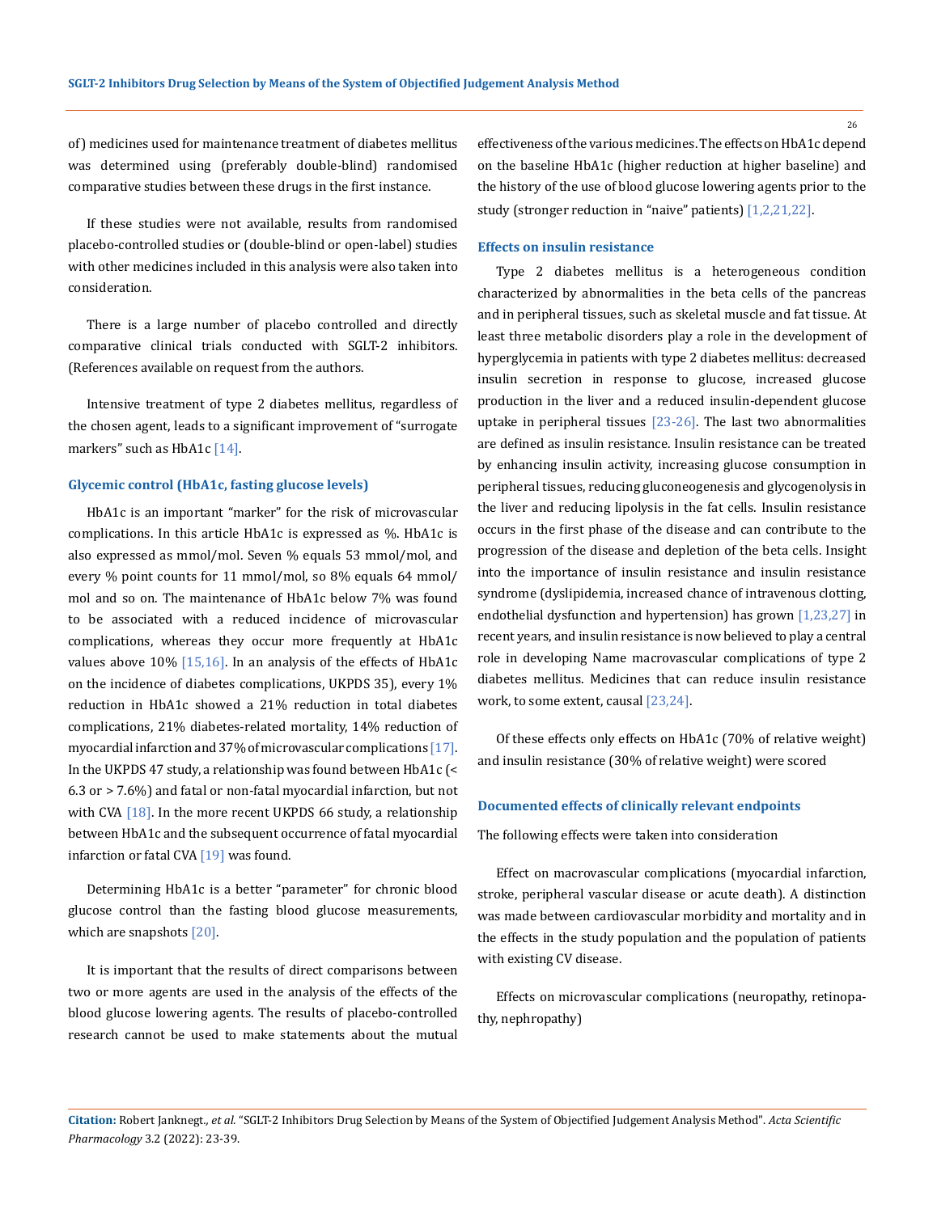of) medicines used for maintenance treatment of diabetes mellitus was determined using (preferably double-blind) randomised comparative studies between these drugs in the first instance.

If these studies were not available, results from randomised placebo-controlled studies or (double-blind or open-label) studies with other medicines included in this analysis were also taken into consideration.

There is a large number of placebo controlled and directly comparative clinical trials conducted with SGLT-2 inhibitors. (References available on request from the authors.

Intensive treatment of type 2 diabetes mellitus, regardless of the chosen agent, leads to a significant improvement of "surrogate markers" such as HbA1c [14].

### Glycemic control (HbA1c, fasting glucose levels)

HbA1c is an important "marker" for the risk of microvascular complications. In this article HbA1c is expressed as %. HbA1c is also expressed as mmol/mol. Seven % equals 53 mmol/mol, and every % point counts for 11 mmol/mol, so 8% equals 64 mmol/mol and so on. The maintenance of HbA1c below 7% was found to be associated with a reduced incidence of microvascular complications, whereas they occur more frequently at HbA1c values above 10% [15,16]. In an analysis of the effects of HbA1c on the incidence of diabetes complications, UKPDS 35), every 1% reduction in HbA1c showed a 21% reduction in total diabetes complications, 21% diabetes-related mortality, 14% reduction of myocardial infarction and 37% of microvascular complications [17]. In the UKPDS 47 study, a relationship was found between HbA1c (< 6.3 or > 7.6%) and fatal or non-fatal myocardial infarction, but not with CVA [18]. In the more recent UKPDS 66 study, a relationship between HbA1c and the subsequent occurrence of fatal myocardial infarction or fatal CVA [19] was found.

Determining HbA1c is a better "parameter" for chronic blood glucose control than the fasting blood glucose measurements, which are snapshots [20].

It is important that the results of direct comparisons between two or more agents are used in the analysis of the effects of the blood glucose lowering agents. The results of placebo-controlled research cannot be used to make statements about the mutual effectiveness of the various medicines. The effects on HbA1c depend on the baseline HbA1c (higher reduction at higher baseline) and the history of the use of blood glucose lowering agents prior to the study (stronger reduction in "naive" patients) [1,2,21,22].

### Effects on insulin resistance

Type 2 diabetes mellitus is a heterogeneous condition characterized by abnormalities in the beta cells of the pancreas and in peripheral tissues, such as skeletal muscle and fat tissue. At least three metabolic disorders play a role in the development of hyperglycemia in patients with type 2 diabetes mellitus: decreased insulin secretion in response to glucose, increased glucose production in the liver and a reduced insulin-dependent glucose uptake in peripheral tissues [23-26]. The last two abnormalities are defined as insulin resistance. Insulin resistance can be treated by enhancing insulin activity, increasing glucose consumption in peripheral tissues, reducing gluconeogenesis and glycogenolysis in the liver and reducing lipolysis in the fat cells. Insulin resistance occurs in the first phase of the disease and can contribute to the progression of the disease and depletion of the beta cells. Insight into the importance of insulin resistance and insulin resistance syndrome (dyslipidemia, increased chance of intravenous clotting, endothelial dysfunction and hypertension) has grown [1,23,27] in recent years, and insulin resistance is now believed to play a central role in developing Name macrovascular complications of type 2 diabetes mellitus. Medicines that can reduce insulin resistance work, to some extent, causal [23,24].

Of these effects only effects on HbA1c (70% of relative weight) and insulin resistance (30% of relative weight) were scored

### Documented effects of clinically relevant endpoints

The following effects were taken into consideration

Effect on macrovascular complications (myocardial infarction, stroke, peripheral vascular disease or acute death). A distinction was made between cardiovascular morbidity and mortality and in the effects in the study population and the population of patients with existing CV disease.

Effects on microvascular complications (neuropathy, retinopathy, nephropathy)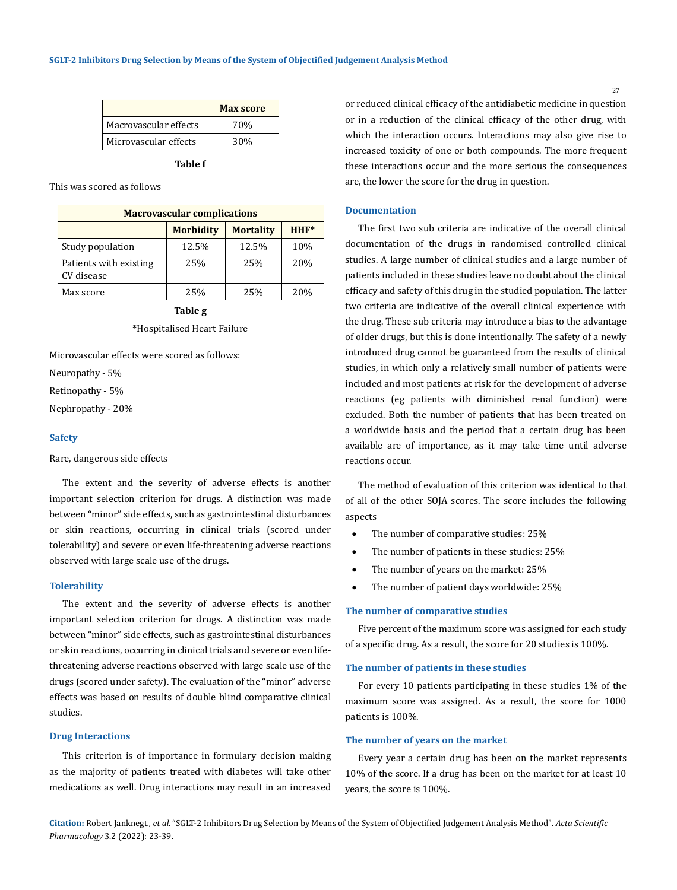| | Max score |
|---|---|
| Macrovascular effects | 70% |
| Microvascular effects | 30% |

**Table f**

This was scored as follows

| Macrovascular complications | | | |
|---|---|---|---|
| | **Morbidity** | **Mortality** | **HHF*** |
| Study population | 12.5% | 12.5% | 10% |
| Patients with existing CV disease | 25% | 25% | 20% |
| Max score | 25% | 25% | 20% |

**Table g**

*Hospitalised Heart Failure

Microvascular effects were scored as follows:

Neuropathy - 5%

Retinopathy - 5%

Nephropathy - 20%

### Safety

Rare, dangerous side effects

The extent and the severity of adverse effects is another important selection criterion for drugs. A distinction was made between "minor" side effects, such as gastrointestinal disturbances or skin reactions, occurring in clinical trials (scored under tolerability) and severe or even life-threatening adverse reactions observed with large scale use of the drugs.

### Tolerability

The extent and the severity of adverse effects is another important selection criterion for drugs. A distinction was made between "minor" side effects, such as gastrointestinal disturbances or skin reactions, occurring in clinical trials and severe or even life-threatening adverse reactions observed with large scale use of the drugs (scored under safety). The evaluation of the "minor" adverse effects was based on results of double blind comparative clinical studies.

### Drug Interactions

This criterion is of importance in formulary decision making as the majority of patients treated with diabetes will take other medications as well. Drug interactions may result in an increased or reduced clinical efficacy of the antidiabetic medicine in question or in a reduction of the clinical efficacy of the other drug, with which the interaction occurs. Interactions may also give rise to increased toxicity of one or both compounds. The more frequent these interactions occur and the more serious the consequences are, the lower the score for the drug in question.

### Documentation

The first two sub criteria are indicative of the overall clinical documentation of the drugs in randomised controlled clinical studies. A large number of clinical studies and a large number of patients included in these studies leave no doubt about the clinical efficacy and safety of this drug in the studied population. The latter two criteria are indicative of the overall clinical experience with the drug. These sub criteria may introduce a bias to the advantage of older drugs, but this is done intentionally. The safety of a newly introduced drug cannot be guaranteed from the results of clinical studies, in which only a relatively small number of patients were included and most patients at risk for the development of adverse reactions (eg patients with diminished renal function) were excluded. Both the number of patients that has been treated on a worldwide basis and the period that a certain drug has been available are of importance, as it may take time until adverse reactions occur.

The method of evaluation of this criterion was identical to that of all of the other SOJA scores. The score includes the following aspects

- The number of comparative studies: 25%
- The number of patients in these studies: 25%
- The number of years on the market: 25%
- The number of patient days worldwide: 25%

### The number of comparative studies

Five percent of the maximum score was assigned for each study of a specific drug. As a result, the score for 20 studies is 100%.

### The number of patients in these studies

For every 10 patients participating in these studies 1% of the maximum score was assigned. As a result, the score for 1000 patients is 100%.

### The number of years on the market

Every year a certain drug has been on the market represents 10% of the score. If a drug has been on the market for at least 10 years, the score is 100%.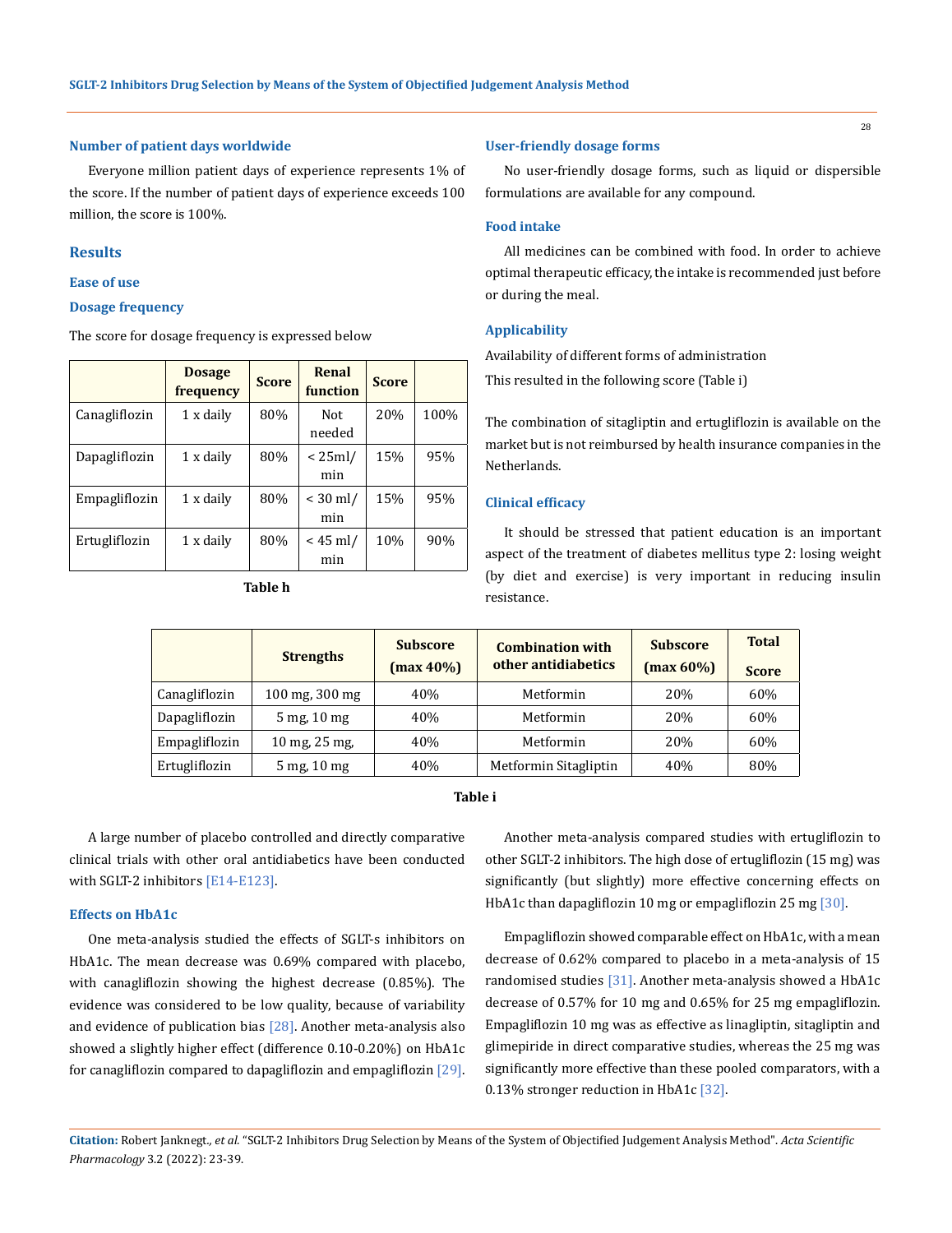#### Number of patient days worldwide

Everyone million patient days of experience represents 1% of the score. If the number of patient days of experience exceeds 100 million, the score is 100%.

### Results

#### Ease of use

#### Dosage frequency

The score for dosage frequency is expressed below

| | Dosage frequency | Score | Renal function | Score | |
|---|---|---|---|---|---|
| Canagliflozin | 1 x daily | 80% | Not needed | 20% | 100% |
| Dapagliflozin | 1 x daily | 80% | < 25ml/min | 15% | 95% |
| Empagliflozin | 1 x daily | 80% | < 30 ml/min | 15% | 95% |
| Ertugliflozin | 1 x daily | 80% | < 45 ml/min | 10% | 90% |

**Table h**

#### User-friendly dosage forms

No user-friendly dosage forms, such as liquid or dispersible formulations are available for any compound.

#### Food intake

All medicines can be combined with food. In order to achieve optimal therapeutic efficacy, the intake is recommended just before or during the meal.

#### Applicability

Availability of different forms of administration

This resulted in the following score (Table i)

The combination of sitagliptin and ertugliflozin is available on the market but is not reimbursed by health insurance companies in the Netherlands.

#### Clinical efficacy

It should be stressed that patient education is an important aspect of the treatment of diabetes mellitus type 2: losing weight (by diet and exercise) is very important in reducing insulin resistance.

| | Strengths | Subscore (max 40%) | Combination with other antidiabetics | Subscore (max 60%) | Total Score |
|---|---|---|---|---|---|
| Canagliflozin | 100 mg, 300 mg | 40% | Metformin | 20% | 60% |
| Dapagliflozin | 5 mg, 10 mg | 40% | Metformin | 20% | 60% |
| Empagliflozin | 10 mg, 25 mg, | 40% | Metformin | 20% | 60% |
| Ertugliflozin | 5 mg, 10 mg | 40% | Metformin Sitagliptin | 40% | 80% |

**Table i**

A large number of placebo controlled and directly comparative clinical trials with other oral antidiabetics have been conducted with SGLT-2 inhibitors [E14-E123].

#### Effects on HbA1c

One meta-analysis studied the effects of SGLT-s inhibitors on HbA1c. The mean decrease was 0.69% compared with placebo, with canagliflozin showing the highest decrease (0.85%). The evidence was considered to be low quality, because of variability and evidence of publication bias [28]. Another meta-analysis also showed a slightly higher effect (difference 0.10-0.20%) on HbA1c for canagliflozin compared to dapagliflozin and empagliflozin [29].

Another meta-analysis compared studies with ertugliflozin to other SGLT-2 inhibitors. The high dose of ertugliflozin (15 mg) was significantly (but slightly) more effective concerning effects on HbA1c than dapagliflozin 10 mg or empagliflozin 25 mg [30].

Empagliflozin showed comparable effect on HbA1c, with a mean decrease of 0.62% compared to placebo in a meta-analysis of 15 randomised studies [31]. Another meta-analysis showed a HbA1c decrease of 0.57% for 10 mg and 0.65% for 25 mg empagliflozin. Empagliflozin 10 mg was as effective as linagliptin, sitagliptin and glimepiride in direct comparative studies, whereas the 25 mg was significantly more effective than these pooled comparators, with a 0.13% stronger reduction in HbA1c [32].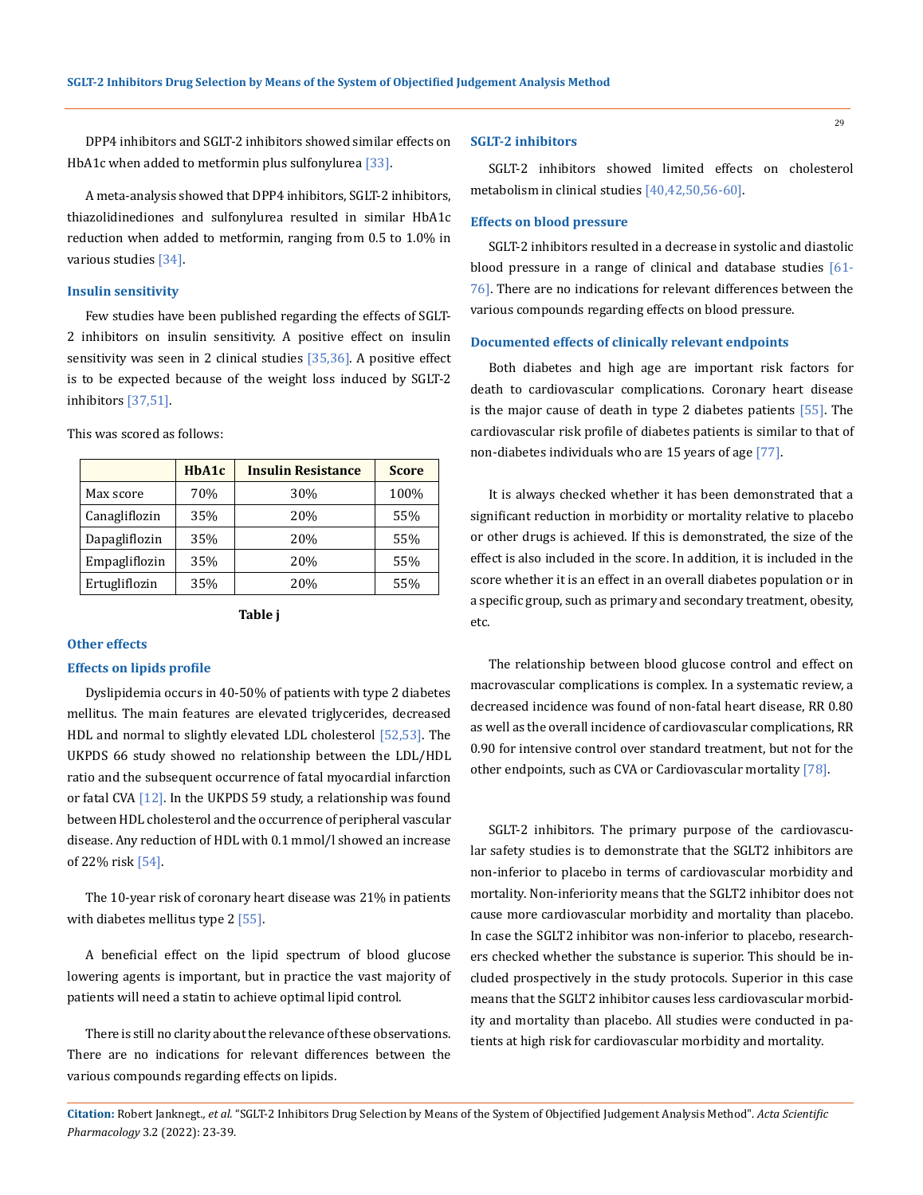DPP4 inhibitors and SGLT-2 inhibitors showed similar effects on HbA1c when added to metformin plus sulfonylurea [33].

A meta-analysis showed that DPP4 inhibitors, SGLT-2 inhibitors, thiazolidinediones and sulfonylurea resulted in similar HbA1c reduction when added to metformin, ranging from 0.5 to 1.0% in various studies [34].

### Insulin sensitivity

Few studies have been published regarding the effects of SGLT-2 inhibitors on insulin sensitivity. A positive effect on insulin sensitivity was seen in 2 clinical studies [35,36]. A positive effect is to be expected because of the weight loss induced by SGLT-2 inhibitors [37,51].

This was scored as follows:

| | HbA1c | Insulin Resistance | Score |
|---|---|---|---|
| Max score | 70% | 30% | 100% |
| Canagliflozin | 35% | 20% | 55% |
| Dapagliflozin | 35% | 20% | 55% |
| Empagliflozin | 35% | 20% | 55% |
| Ertugliflozin | 35% | 20% | 55% |

**Table j**

### Other effects

### Effects on lipids profile

Dyslipidemia occurs in 40-50% of patients with type 2 diabetes mellitus. The main features are elevated triglycerides, decreased HDL and normal to slightly elevated LDL cholesterol [52,53]. The UKPDS 66 study showed no relationship between the LDL/HDL ratio and the subsequent occurrence of fatal myocardial infarction or fatal CVA [12]. In the UKPDS 59 study, a relationship was found between HDL cholesterol and the occurrence of peripheral vascular disease. Any reduction of HDL with 0.1 mmol/l showed an increase of 22% risk [54].

The 10-year risk of coronary heart disease was 21% in patients with diabetes mellitus type 2 [55].

A beneficial effect on the lipid spectrum of blood glucose lowering agents is important, but in practice the vast majority of patients will need a statin to achieve optimal lipid control.

There is still no clarity about the relevance of these observations. There are no indications for relevant differences between the various compounds regarding effects on lipids.

### SGLT-2 inhibitors

SGLT-2 inhibitors showed limited effects on cholesterol metabolism in clinical studies [40,42,50,56-60].

### Effects on blood pressure

SGLT-2 inhibitors resulted in a decrease in systolic and diastolic blood pressure in a range of clinical and database studies [61-76]. There are no indications for relevant differences between the various compounds regarding effects on blood pressure.

### Documented effects of clinically relevant endpoints

Both diabetes and high age are important risk factors for death to cardiovascular complications. Coronary heart disease is the major cause of death in type 2 diabetes patients [55]. The cardiovascular risk profile of diabetes patients is similar to that of non-diabetes individuals who are 15 years of age [77].

It is always checked whether it has been demonstrated that a significant reduction in morbidity or mortality relative to placebo or other drugs is achieved. If this is demonstrated, the size of the effect is also included in the score. In addition, it is included in the score whether it is an effect in an overall diabetes population or in a specific group, such as primary and secondary treatment, obesity, etc.

The relationship between blood glucose control and effect on macrovascular complications is complex. In a systematic review, a decreased incidence was found of non-fatal heart disease, RR 0.80 as well as the overall incidence of cardiovascular complications, RR 0.90 for intensive control over standard treatment, but not for the other endpoints, such as CVA or Cardiovascular mortality [78].

SGLT-2 inhibitors. The primary purpose of the cardiovascular safety studies is to demonstrate that the SGLT2 inhibitors are non-inferior to placebo in terms of cardiovascular morbidity and mortality. Non-inferiority means that the SGLT2 inhibitor does not cause more cardiovascular morbidity and mortality than placebo. In case the SGLT2 inhibitor was non-inferior to placebo, researchers checked whether the substance is superior. This should be included prospectively in the study protocols. Superior in this case means that the SGLT2 inhibitor causes less cardiovascular morbidity and mortality than placebo. All studies were conducted in patients at high risk for cardiovascular morbidity and mortality.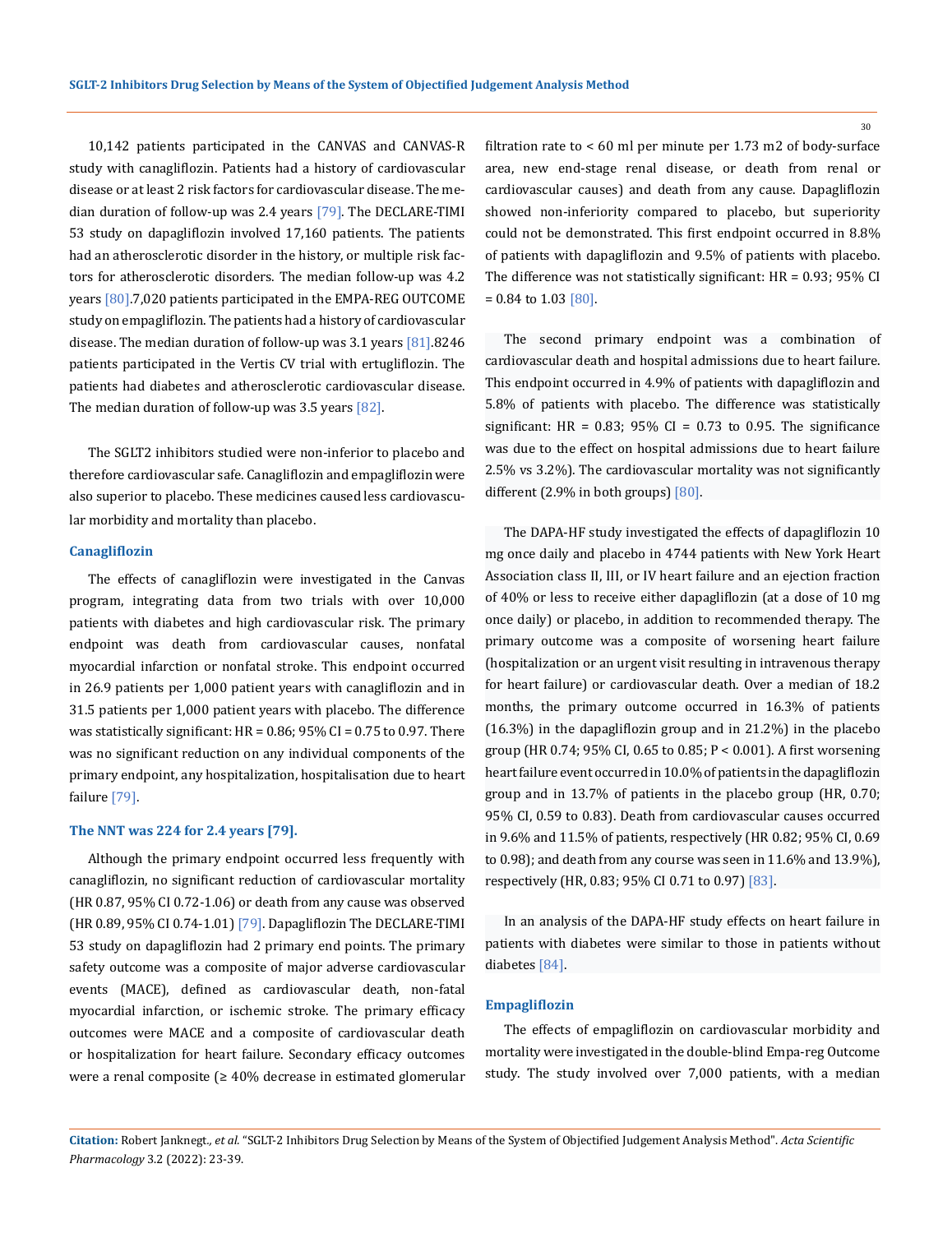10,142 patients participated in the CANVAS and CANVAS-R study with canagliflozin. Patients had a history of cardiovascular disease or at least 2 risk factors for cardiovascular disease. The median duration of follow-up was 2.4 years [79]. The DECLARE-TIMI 53 study on dapagliflozin involved 17,160 patients. The patients had an atherosclerotic disorder in the history, or multiple risk factors for atherosclerotic disorders. The median follow-up was 4.2 years [80].7,020 patients participated in the EMPA-REG OUTCOME study on empagliflozin. The patients had a history of cardiovascular disease. The median duration of follow-up was 3.1 years [81].8246 patients participated in the Vertis CV trial with ertugliflozin. The patients had diabetes and atherosclerotic cardiovascular disease. The median duration of follow-up was 3.5 years [82].

The SGLT2 inhibitors studied were non-inferior to placebo and therefore cardiovascular safe. Canagliflozin and empagliflozin were also superior to placebo. These medicines caused less cardiovascular morbidity and mortality than placebo.

### Canagliflozin

The effects of canagliflozin were investigated in the Canvas program, integrating data from two trials with over 10,000 patients with diabetes and high cardiovascular risk. The primary endpoint was death from cardiovascular causes, nonfatal myocardial infarction or nonfatal stroke. This endpoint occurred in 26.9 patients per 1,000 patient years with canagliflozin and in 31.5 patients per 1,000 patient years with placebo. The difference was statistically significant: HR = 0.86; 95% CI = 0.75 to 0.97. There was no significant reduction on any individual components of the primary endpoint, any hospitalization, hospitalisation due to heart failure [79].

### The NNT was 224 for 2.4 years [79].

Although the primary endpoint occurred less frequently with canagliflozin, no significant reduction of cardiovascular mortality (HR 0.87, 95% CI 0.72-1.06) or death from any cause was observed (HR 0.89, 95% CI 0.74-1.01) [79]. Dapagliflozin The DECLARE-TIMI 53 study on dapagliflozin had 2 primary end points. The primary safety outcome was a composite of major adverse cardiovascular events (MACE), defined as cardiovascular death, non-fatal myocardial infarction, or ischemic stroke. The primary efficacy outcomes were MACE and a composite of cardiovascular death or hospitalization for heart failure. Secondary efficacy outcomes were a renal composite (≥ 40% decrease in estimated glomerular filtration rate to < 60 ml per minute per 1.73 m2 of body-surface area, new end-stage renal disease, or death from renal or cardiovascular causes) and death from any cause. Dapagliflozin showed non-inferiority compared to placebo, but superiority could not be demonstrated. This first endpoint occurred in 8.8% of patients with dapagliflozin and 9.5% of patients with placebo. The difference was not statistically significant: HR = 0.93; 95% CI = 0.84 to 1.03 [80].

The second primary endpoint was a combination of cardiovascular death and hospital admissions due to heart failure. This endpoint occurred in 4.9% of patients with dapagliflozin and 5.8% of patients with placebo. The difference was statistically significant: HR = 0.83; 95% CI = 0.73 to 0.95. The significance was due to the effect on hospital admissions due to heart failure 2.5% vs 3.2%). The cardiovascular mortality was not significantly different (2.9% in both groups) [80].

The DAPA-HF study investigated the effects of dapagliflozin 10 mg once daily and placebo in 4744 patients with New York Heart Association class II, III, or IV heart failure and an ejection fraction of 40% or less to receive either dapagliflozin (at a dose of 10 mg once daily) or placebo, in addition to recommended therapy. The primary outcome was a composite of worsening heart failure (hospitalization or an urgent visit resulting in intravenous therapy for heart failure) or cardiovascular death. Over a median of 18.2 months, the primary outcome occurred in 16.3% of patients (16.3%) in the dapagliflozin group and in 21.2%) in the placebo group (HR 0.74; 95% CI, 0.65 to 0.85; P < 0.001). A first worsening heart failure event occurred in 10.0% of patients in the dapagliflozin group and in 13.7% of patients in the placebo group (HR, 0.70; 95% CI, 0.59 to 0.83). Death from cardiovascular causes occurred in 9.6% and 11.5% of patients, respectively (HR 0.82; 95% CI, 0.69 to 0.98); and death from any course was seen in 11.6% and 13.9%), respectively (HR, 0.83; 95% CI 0.71 to 0.97) [83].

In an analysis of the DAPA-HF study effects on heart failure in patients with diabetes were similar to those in patients without diabetes [84].

### Empagliflozin

The effects of empagliflozin on cardiovascular morbidity and mortality were investigated in the double-blind Empa-reg Outcome study. The study involved over 7,000 patients, with a median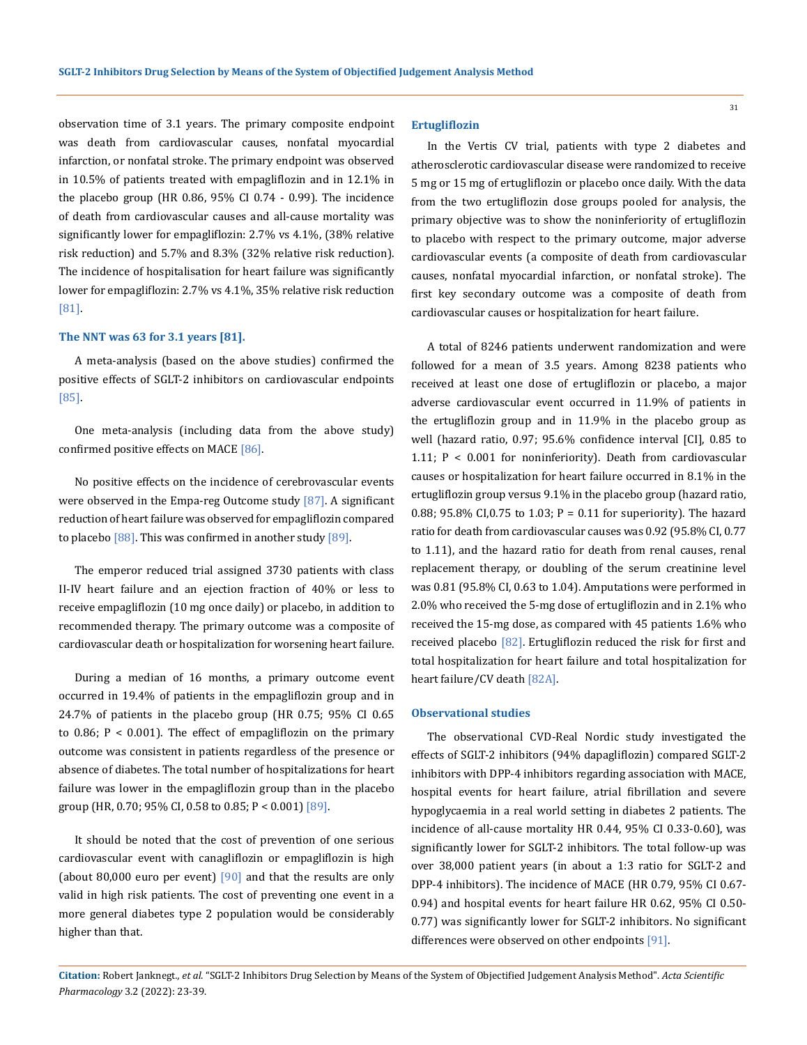observation time of 3.1 years. The primary composite endpoint was death from cardiovascular causes, nonfatal myocardial infarction, or nonfatal stroke. The primary endpoint was observed in 10.5% of patients treated with empagliflozin and in 12.1% in the placebo group (HR 0.86, 95% CI 0.74 - 0.99). The incidence of death from cardiovascular causes and all-cause mortality was significantly lower for empagliflozin: 2.7% vs 4.1%, (38% relative risk reduction) and 5.7% and 8.3% (32% relative risk reduction). The incidence of hospitalisation for heart failure was significantly lower for empagliflozin: 2.7% vs 4.1%, 35% relative risk reduction [81].

#### The NNT was 63 for 3.1 years [81].

A meta-analysis (based on the above studies) confirmed the positive effects of SGLT-2 inhibitors on cardiovascular endpoints [85].

One meta-analysis (including data from the above study) confirmed positive effects on MACE [86].

No positive effects on the incidence of cerebrovascular events were observed in the Empa-reg Outcome study [87]. A significant reduction of heart failure was observed for empagliflozin compared to placebo [88]. This was confirmed in another study [89].

The emperor reduced trial assigned 3730 patients with class II-IV heart failure and an ejection fraction of 40% or less to receive empagliflozin (10 mg once daily) or placebo, in addition to recommended therapy. The primary outcome was a composite of cardiovascular death or hospitalization for worsening heart failure.

During a median of 16 months, a primary outcome event occurred in 19.4% of patients in the empagliflozin group and in 24.7% of patients in the placebo group (HR 0.75; 95% CI 0.65 to 0.86; $P < 0.001$). The effect of empagliflozin on the primary outcome was consistent in patients regardless of the presence or absence of diabetes. The total number of hospitalizations for heart failure was lower in the empagliflozin group than in the placebo group (HR, 0.70; 95% CI, 0.58 to 0.85; $P < 0.001$) [89].

It should be noted that the cost of prevention of one serious cardiovascular event with canagliflozin or empagliflozin is high (about 80,000 euro per event) [90] and that the results are only valid in high risk patients. The cost of preventing one event in a more general diabetes type 2 population would be considerably higher than that.

#### Ertugliflozin

In the Vertis CV trial, patients with type 2 diabetes and atherosclerotic cardiovascular disease were randomized to receive 5 mg or 15 mg of ertugliflozin or placebo once daily. With the data from the two ertugliflozin dose groups pooled for analysis, the primary objective was to show the noninferiority of ertugliflozin to placebo with respect to the primary outcome, major adverse cardiovascular events (a composite of death from cardiovascular causes, nonfatal myocardial infarction, or nonfatal stroke). The first key secondary outcome was a composite of death from cardiovascular causes or hospitalization for heart failure.

A total of 8246 patients underwent randomization and were followed for a mean of 3.5 years. Among 8238 patients who received at least one dose of ertugliflozin or placebo, a major adverse cardiovascular event occurred in 11.9% of patients in the ertugliflozin group and in 11.9% in the placebo group as well (hazard ratio, 0.97; 95.6% confidence interval [CI], 0.85 to 1.11; $P < 0.001$ for noninferiority). Death from cardiovascular causes or hospitalization for heart failure occurred in 8.1% in the ertugliflozin group versus 9.1% in the placebo group (hazard ratio, 0.88; 95.8% CI,0.75 to 1.03; $P = 0.11$ for superiority). The hazard ratio for death from cardiovascular causes was 0.92 (95.8% CI, 0.77 to 1.11), and the hazard ratio for death from renal causes, renal replacement therapy, or doubling of the serum creatinine level was 0.81 (95.8% CI, 0.63 to 1.04). Amputations were performed in 2.0% who received the 5-mg dose of ertugliflozin and in 2.1% who received the 15-mg dose, as compared with 45 patients 1.6% who received placebo [82]. Ertugliflozin reduced the risk for first and total hospitalization for heart failure and total hospitalization for heart failure/CV death [82A].

#### Observational studies

The observational CVD-Real Nordic study investigated the effects of SGLT-2 inhibitors (94% dapagliflozin) compared SGLT-2 inhibitors with DPP-4 inhibitors regarding association with MACE, hospital events for heart failure, atrial fibrillation and severe hypoglycaemia in a real world setting in diabetes 2 patients. The incidence of all-cause mortality HR 0.44, 95% CI 0.33-0.60), was significantly lower for SGLT-2 inhibitors. The total follow-up was over 38,000 patient years (in about a 1:3 ratio for SGLT-2 and DPP-4 inhibitors). The incidence of MACE (HR 0.79, 95% CI 0.67-0.94) and hospital events for heart failure HR 0.62, 95% CI 0.50-0.77) was significantly lower for SGLT-2 inhibitors. No significant differences were observed on other endpoints [91].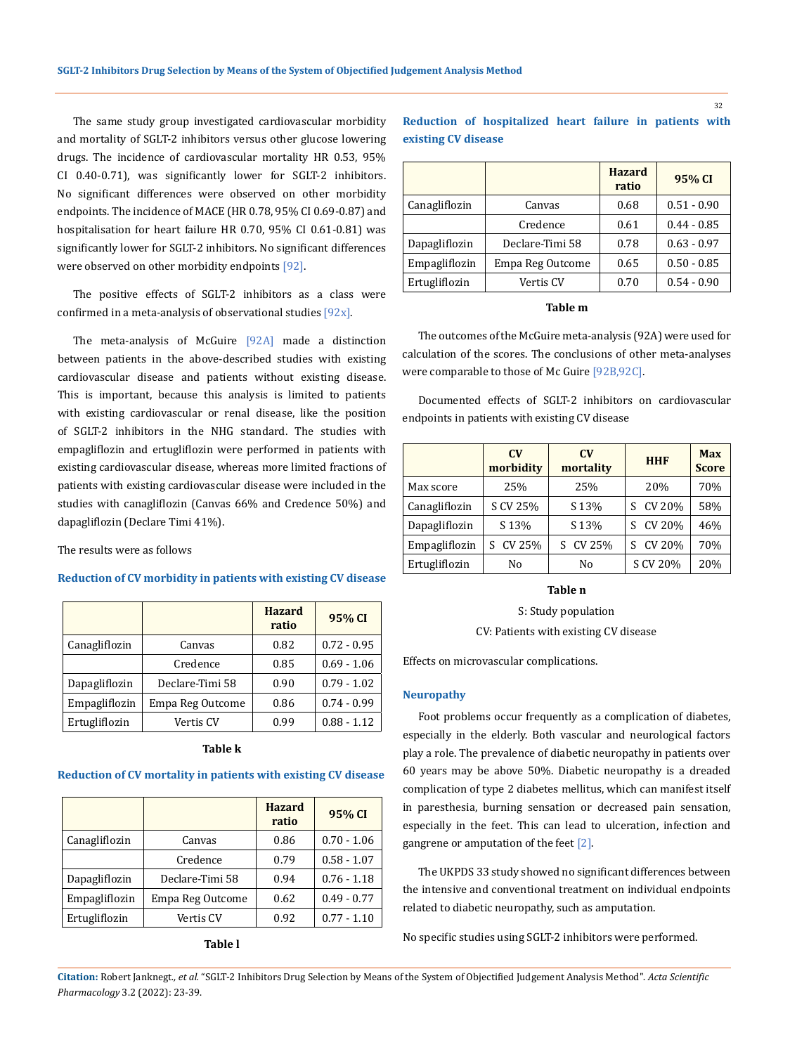The same study group investigated cardiovascular morbidity and mortality of SGLT-2 inhibitors versus other glucose lowering drugs. The incidence of cardiovascular mortality HR 0.53, 95% CI 0.40-0.71), was significantly lower for SGLT-2 inhibitors. No significant differences were observed on other morbidity endpoints. The incidence of MACE (HR 0.78, 95% CI 0.69-0.87) and hospitalisation for heart failure HR 0.70, 95% CI 0.61-0.81) was significantly lower for SGLT-2 inhibitors. No significant differences were observed on other morbidity endpoints [92].

The positive effects of SGLT-2 inhibitors as a class were confirmed in a meta-analysis of observational studies [92x].

The meta-analysis of McGuire [92A] made a distinction between patients in the above-described studies with existing cardiovascular disease and patients without existing disease. This is important, because this analysis is limited to patients with existing cardiovascular or renal disease, like the position of SGLT-2 inhibitors in the NHG standard. The studies with empagliflozin and ertugliflozin were performed in patients with existing cardiovascular disease, whereas more limited fractions of patients with existing cardiovascular disease were included in the studies with canagliflozin (Canvas 66% and Credence 50%) and dapagliflozin (Declare Timi 41%).

The results were as follows

### Reduction of CV morbidity in patients with existing CV disease

| | | Hazard ratio | 95% CI |
|---|---|---|---|
| Canagliflozin | Canvas | 0.82 | 0.72 - 0.95 |
| | Credence | 0.85 | 0.69 - 1.06 |
| Dapagliflozin | Declare-Timi 58 | 0.90 | 0.79 - 1.02 |
| Empagliflozin | Empa Reg Outcome | 0.86 | 0.74 - 0.99 |
| Ertugliflozin | Vertis CV | 0.99 | 0.88 - 1.12 |

**Table k**

### Reduction of CV mortality in patients with existing CV disease

| | | Hazard ratio | 95% CI |
|---|---|---|---|
| Canagliflozin | Canvas | 0.86 | 0.70 - 1.06 |
| | Credence | 0.79 | 0.58 - 1.07 |
| Dapagliflozin | Declare-Timi 58 | 0.94 | 0.76 - 1.18 |
| Empagliflozin | Empa Reg Outcome | 0.62 | 0.49 - 0.77 |
| Ertugliflozin | Vertis CV | 0.92 | 0.77 - 1.10 |

**Table l**

### Reduction of hospitalized heart failure in patients with existing CV disease

| | | Hazard ratio | 95% CI |
|---|---|---|---|
| Canagliflozin | Canvas | 0.68 | 0.51 - 0.90 |
| | Credence | 0.61 | 0.44 - 0.85 |
| Dapagliflozin | Declare-Timi 58 | 0.78 | 0.63 - 0.97 |
| Empagliflozin | Empa Reg Outcome | 0.65 | 0.50 - 0.85 |
| Ertugliflozin | Vertis CV | 0.70 | 0.54 - 0.90 |

**Table m**

The outcomes of the McGuire meta-analysis (92A) were used for calculation of the scores. The conclusions of other meta-analyses were comparable to those of Mc Guire [92B,92C].

Documented effects of SGLT-2 inhibitors on cardiovascular endpoints in patients with existing CV disease

| | CV morbidity | CV mortality | HHF | Max Score |
|---|---|---|---|---|
| Max score | 25% | 25% | 20% | 70% |
| Canagliflozin | S CV 25% | S 13% | S CV 20% | 58% |
| Dapagliflozin | S 13% | S 13% | S CV 20% | 46% |
| Empagliflozin | S CV 25% | S CV 25% | S CV 20% | 70% |
| Ertugliflozin | No | No | S CV 20% | 20% |

**Table n**

S: Study population

CV: Patients with existing CV disease

Effects on microvascular complications.

### Neuropathy

Foot problems occur frequently as a complication of diabetes, especially in the elderly. Both vascular and neurological factors play a role. The prevalence of diabetic neuropathy in patients over 60 years may be above 50%. Diabetic neuropathy is a dreaded complication of type 2 diabetes mellitus, which can manifest itself in paresthesia, burning sensation or decreased pain sensation, especially in the feet. This can lead to ulceration, infection and gangrene or amputation of the feet [2].

The UKPDS 33 study showed no significant differences between the intensive and conventional treatment on individual endpoints related to diabetic neuropathy, such as amputation.

No specific studies using SGLT-2 inhibitors were performed.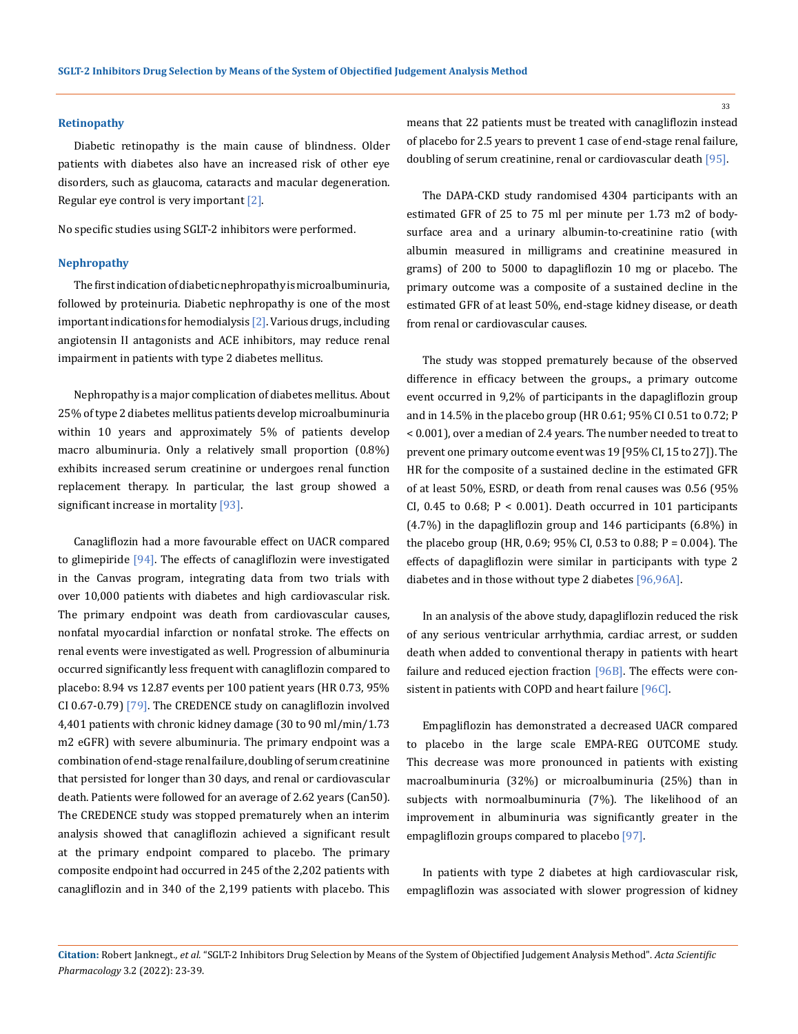### Retinopathy

Diabetic retinopathy is the main cause of blindness. Older patients with diabetes also have an increased risk of other eye disorders, such as glaucoma, cataracts and macular degeneration. Regular eye control is very important [2].

No specific studies using SGLT-2 inhibitors were performed.

### Nephropathy

The first indication of diabetic nephropathy is microalbuminuria, followed by proteinuria. Diabetic nephropathy is one of the most important indications for hemodialysis [2]. Various drugs, including angiotensin II antagonists and ACE inhibitors, may reduce renal impairment in patients with type 2 diabetes mellitus.

Nephropathy is a major complication of diabetes mellitus. About 25% of type 2 diabetes mellitus patients develop microalbuminuria within 10 years and approximately 5% of patients develop macro albuminuria. Only a relatively small proportion (0.8%) exhibits increased serum creatinine or undergoes renal function replacement therapy. In particular, the last group showed a significant increase in mortality [93].

Canagliflozin had a more favourable effect on UACR compared to glimepiride [94]. The effects of canagliflozin were investigated in the Canvas program, integrating data from two trials with over 10,000 patients with diabetes and high cardiovascular risk. The primary endpoint was death from cardiovascular causes, nonfatal myocardial infarction or nonfatal stroke. The effects on renal events were investigated as well. Progression of albuminuria occurred significantly less frequent with canagliflozin compared to placebo: 8.94 vs 12.87 events per 100 patient years (HR 0.73, 95% CI 0.67-0.79) [79]. The CREDENCE study on canagliflozin involved 4,401 patients with chronic kidney damage (30 to 90 ml/min/1.73 m2 eGFR) with severe albuminuria. The primary endpoint was a combination of end-stage renal failure, doubling of serum creatinine that persisted for longer than 30 days, and renal or cardiovascular death. Patients were followed for an average of 2.62 years (Can50). The CREDENCE study was stopped prematurely when an interim analysis showed that canagliflozin achieved a significant result at the primary endpoint compared to placebo. The primary composite endpoint had occurred in 245 of the 2,202 patients with canagliflozin and in 340 of the 2,199 patients with placebo. This means that 22 patients must be treated with canagliflozin instead of placebo for 2.5 years to prevent 1 case of end-stage renal failure, doubling of serum creatinine, renal or cardiovascular death [95].

The DAPA-CKD study randomised 4304 participants with an estimated GFR of 25 to 75 ml per minute per 1.73 m2 of body-surface area and a urinary albumin-to-creatinine ratio (with albumin measured in milligrams and creatinine measured in grams) of 200 to 5000 to dapagliflozin 10 mg or placebo. The primary outcome was a composite of a sustained decline in the estimated GFR of at least 50%, end-stage kidney disease, or death from renal or cardiovascular causes.

The study was stopped prematurely because of the observed difference in efficacy between the groups., a primary outcome event occurred in 9,2% of participants in the dapagliflozin group and in 14.5% in the placebo group (HR 0.61; 95% CI 0.51 to 0.72; $P < 0.001$), over a median of 2.4 years. The number needed to treat to prevent one primary outcome event was 19 [95% CI, 15 to 27]). The HR for the composite of a sustained decline in the estimated GFR of at least 50%, ESRD, or death from renal causes was 0.56 (95% CI, 0.45 to 0.68; $P < 0.001$). Death occurred in 101 participants (4.7%) in the dapagliflozin group and 146 participants (6.8%) in the placebo group (HR, 0.69; 95% CI, 0.53 to 0.88; $P = 0.004$). The effects of dapagliflozin were similar in participants with type 2 diabetes and in those without type 2 diabetes [96,96A].

In an analysis of the above study, dapagliflozin reduced the risk of any serious ventricular arrhythmia, cardiac arrest, or sudden death when added to conventional therapy in patients with heart failure and reduced ejection fraction [96B]. The effects were consistent in patients with COPD and heart failure [96C].

Empagliflozin has demonstrated a decreased UACR compared to placebo in the large scale EMPA-REG OUTCOME study. This decrease was more pronounced in patients with existing macroalbuminuria (32%) or microalbuminuria (25%) than in subjects with normoalbuminuria (7%). The likelihood of an improvement in albuminuria was significantly greater in the empagliflozin groups compared to placebo [97].

In patients with type 2 diabetes at high cardiovascular risk, empagliflozin was associated with slower progression of kidney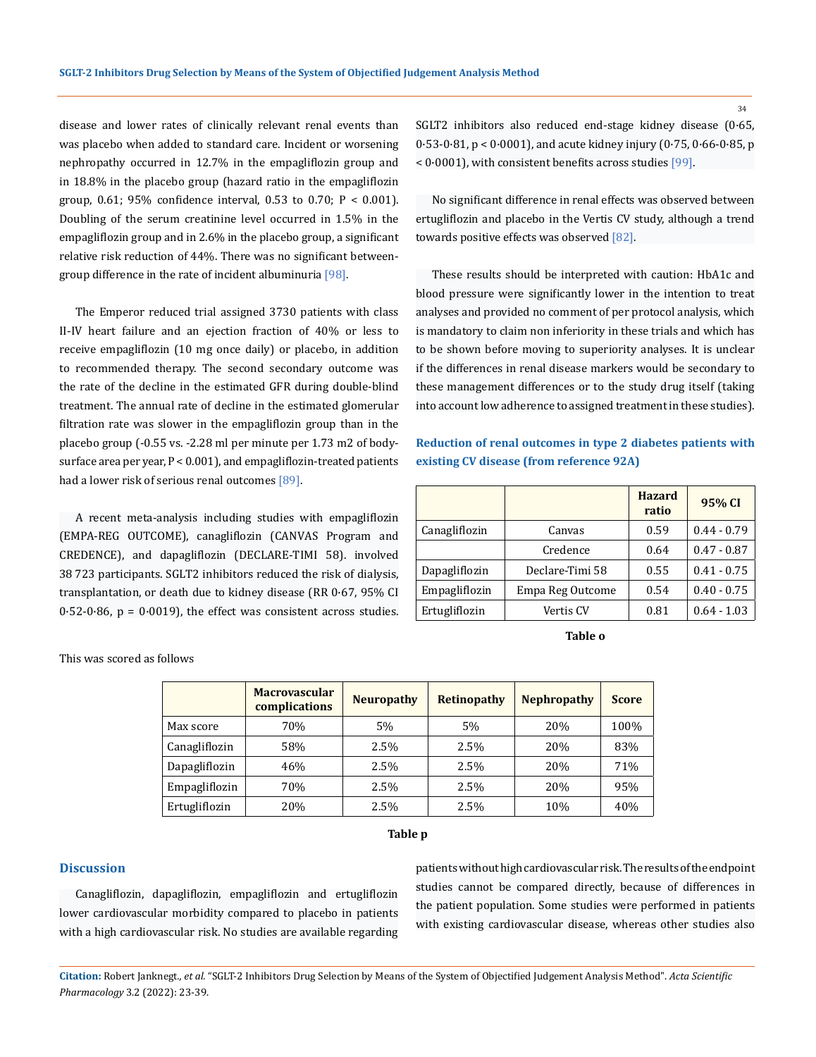disease and lower rates of clinically relevant renal events than was placebo when added to standard care. Incident or worsening nephropathy occurred in 12.7% in the empagliflozin group and in 18.8% in the placebo group (hazard ratio in the empagliflozin group, 0.61; 95% confidence interval, 0.53 to 0.70; P < 0.001). Doubling of the serum creatinine level occurred in 1.5% in the empagliflozin group and in 2.6% in the placebo group, a significant relative risk reduction of 44%. There was no significant between-group difference in the rate of incident albuminuria [98].

The Emperor reduced trial assigned 3730 patients with class II-IV heart failure and an ejection fraction of 40% or less to receive empagliflozin (10 mg once daily) or placebo, in addition to recommended therapy. The second secondary outcome was the rate of the decline in the estimated GFR during double-blind treatment. The annual rate of decline in the estimated glomerular filtration rate was slower in the empagliflozin group than in the placebo group (-0.55 vs. -2.28 ml per minute per 1.73 m2 of body-surface area per year, P < 0.001), and empagliflozin-treated patients had a lower risk of serious renal outcomes [89].

A recent meta-analysis including studies with empagliflozin (EMPA-REG OUTCOME), canagliflozin (CANVAS Program and CREDENCE), and dapagliflozin (DECLARE-TIMI 58). involved 38 723 participants. SGLT2 inhibitors reduced the risk of dialysis, transplantation, or death due to kidney disease (RR 0·67, 95% CI 0·52-0·86, p = 0·0019), the effect was consistent across studies. SGLT2 inhibitors also reduced end-stage kidney disease (0·65, 0·53-0·81, p < 0·0001), and acute kidney injury (0·75, 0·66-0·85, p < 0·0001), with consistent benefits across studies [99].

No significant difference in renal effects was observed between ertugliflozin and placebo in the Vertis CV study, although a trend towards positive effects was observed [82].

These results should be interpreted with caution: HbA1c and blood pressure were significantly lower in the intention to treat analyses and provided no comment of per protocol analysis, which is mandatory to claim non inferiority in these trials and which has to be shown before moving to superiority analyses. It is unclear if the differences in renal disease markers would be secondary to these management differences or to the study drug itself (taking into account low adherence to assigned treatment in these studies).

### Reduction of renal outcomes in type 2 diabetes patients with existing CV disease (from reference 92A)

| | | Hazard ratio | 95% CI |
|---|---|---|---|
| Canagliflozin | Canvas | 0.59 | 0.44 - 0.79 |
| | Credence | 0.64 | 0.47 - 0.87 |
| Dapagliflozin | Declare-Timi 58 | 0.55 | 0.41 - 0.75 |
| Empagliflozin | Empa Reg Outcome | 0.54 | 0.40 - 0.75 |
| Ertugliflozin | Vertis CV | 0.81 | 0.64 - 1.03 |

**Table o**

This was scored as follows

| | Macrovascular complications | Neuropathy | Retinopathy | Nephropathy | Score |
|---|---|---|---|---|---|
| Max score | 70% | 5% | 5% | 20% | 100% |
| Canagliflozin | 58% | 2.5% | 2.5% | 20% | 83% |
| Dapagliflozin | 46% | 2.5% | 2.5% | 20% | 71% |
| Empagliflozin | 70% | 2.5% | 2.5% | 20% | 95% |
| Ertugliflozin | 20% | 2.5% | 2.5% | 10% | 40% |

**Table p**

## Discussion

Canagliflozin, dapagliflozin, empagliflozin and ertugliflozin lower cardiovascular morbidity compared to placebo in patients with a high cardiovascular risk. No studies are available regarding patients without high cardiovascular risk. The results of the endpoint studies cannot be compared directly, because of differences in the patient population. Some studies were performed in patients with existing cardiovascular disease, whereas other studies also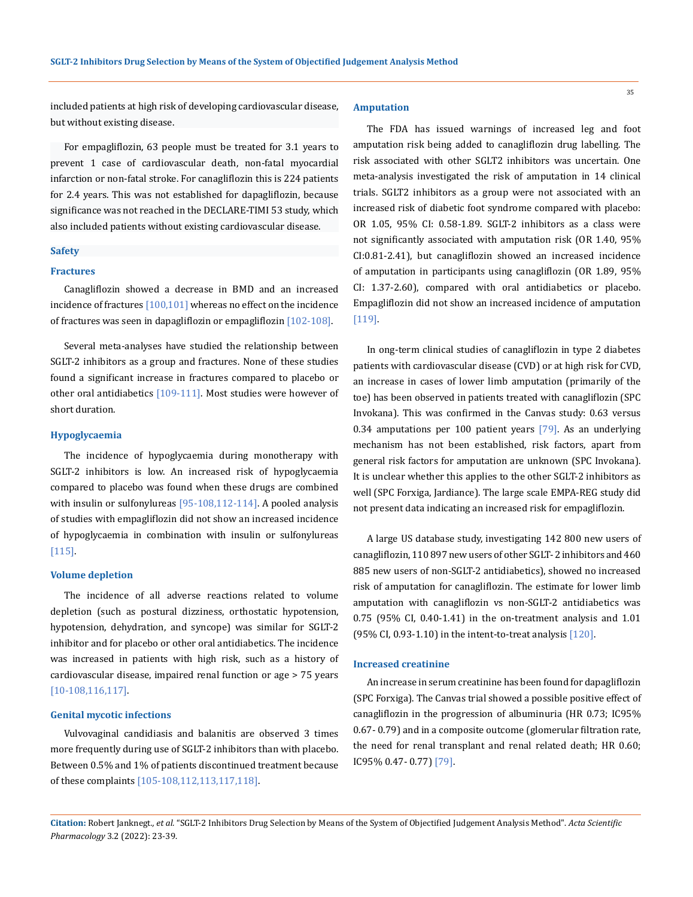included patients at high risk of developing cardiovascular disease, but without existing disease.

For empagliflozin, 63 people must be treated for 3.1 years to prevent 1 case of cardiovascular death, non-fatal myocardial infarction or non-fatal stroke. For canagliflozin this is 224 patients for 2.4 years. This was not established for dapagliflozin, because significance was not reached in the DECLARE-TIMI 53 study, which also included patients without existing cardiovascular disease.

## Safety

### Fractures

Canagliflozin showed a decrease in BMD and an increased incidence of fractures [100,101] whereas no effect on the incidence of fractures was seen in dapagliflozin or empagliflozin [102-108].

Several meta-analyses have studied the relationship between SGLT-2 inhibitors as a group and fractures. None of these studies found a significant increase in fractures compared to placebo or other oral antidiabetics [109-111]. Most studies were however of short duration.

### Hypoglycaemia

The incidence of hypoglycaemia during monotherapy with SGLT-2 inhibitors is low. An increased risk of hypoglycaemia compared to placebo was found when these drugs are combined with insulin or sulfonylureas [95-108,112-114]. A pooled analysis of studies with empagliflozin did not show an increased incidence of hypoglycaemia in combination with insulin or sulfonylureas [115].

### Volume depletion

The incidence of all adverse reactions related to volume depletion (such as postural dizziness, orthostatic hypotension, hypotension, dehydration, and syncope) was similar for SGLT-2 inhibitor and for placebo or other oral antidiabetics. The incidence was increased in patients with high risk, such as a history of cardiovascular disease, impaired renal function or age > 75 years [10-108,116,117].

### Genital mycotic infections

Vulvovaginal candidiasis and balanitis are observed 3 times more frequently during use of SGLT-2 inhibitors than with placebo. Between 0.5% and 1% of patients discontinued treatment because of these complaints [105-108,112,113,117,118].

### Amputation

The FDA has issued warnings of increased leg and foot amputation risk being added to canagliflozin drug labelling. The risk associated with other SGLT2 inhibitors was uncertain. One meta-analysis investigated the risk of amputation in 14 clinical trials. SGLT2 inhibitors as a group were not associated with an increased risk of diabetic foot syndrome compared with placebo: OR 1.05, 95% CI: 0.58-1.89. SGLT-2 inhibitors as a class were not significantly associated with amputation risk (OR 1.40, 95% CI:0.81-2.41), but canagliflozin showed an increased incidence of amputation in participants using canagliflozin (OR 1.89, 95% CI: 1.37-2.60), compared with oral antidiabetics or placebo. Empagliflozin did not show an increased incidence of amputation [119].

In ong-term clinical studies of canagliflozin in type 2 diabetes patients with cardiovascular disease (CVD) or at high risk for CVD, an increase in cases of lower limb amputation (primarily of the toe) has been observed in patients treated with canagliflozin (SPC Invokana). This was confirmed in the Canvas study: 0.63 versus 0.34 amputations per 100 patient years [79]. As an underlying mechanism has not been established, risk factors, apart from general risk factors for amputation are unknown (SPC Invokana). It is unclear whether this applies to the other SGLT-2 inhibitors as well (SPC Forxiga, Jardiance). The large scale EMPA-REG study did not present data indicating an increased risk for empagliflozin.

A large US database study, investigating 142 800 new users of canagliflozin, 110 897 new users of other SGLT- 2 inhibitors and 460 885 new users of non-SGLT-2 antidiabetics), showed no increased risk of amputation for canagliflozin. The estimate for lower limb amputation with canagliflozin vs non-SGLT-2 antidiabetics was 0.75 (95% CI, 0.40-1.41) in the on-treatment analysis and 1.01 (95% CI, 0.93-1.10) in the intent-to-treat analysis [120].

### Increased creatinine

An increase in serum creatinine has been found for dapagliflozin (SPC Forxiga). The Canvas trial showed a possible positive effect of canagliflozin in the progression of albuminuria (HR 0.73; IC95% 0.67- 0.79) and in a composite outcome (glomerular filtration rate, the need for renal transplant and renal related death; HR 0.60; IC95% 0.47- 0.77) [79].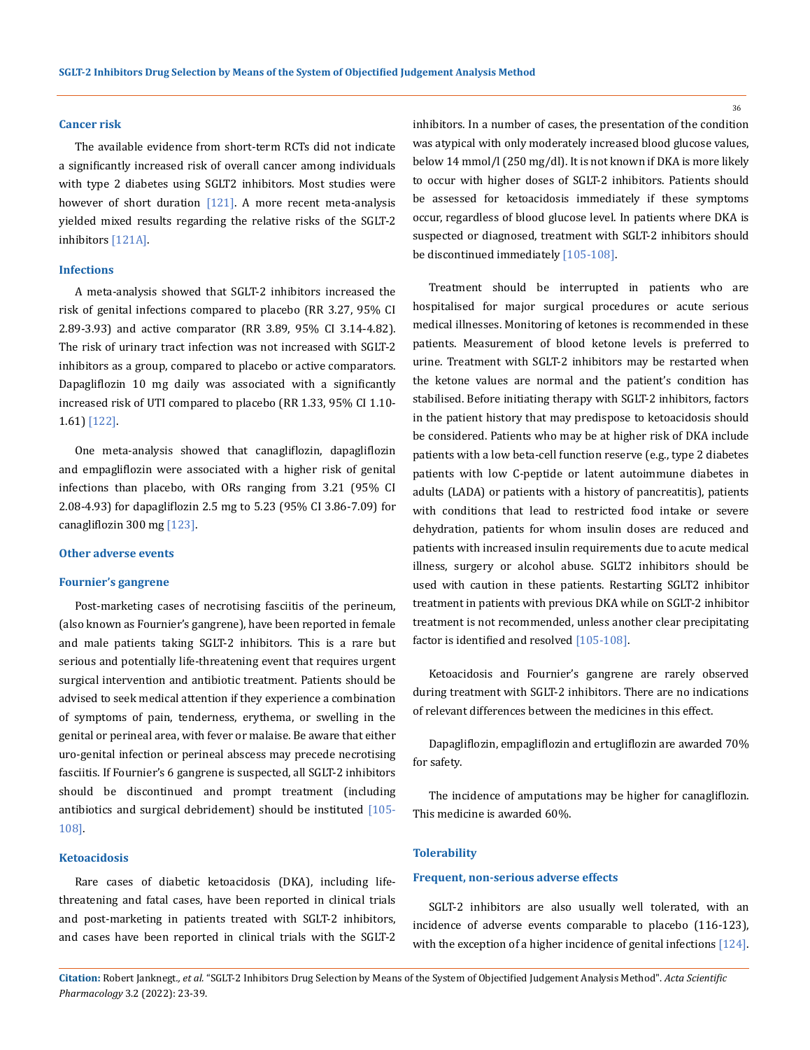### Cancer risk

The available evidence from short-term RCTs did not indicate a significantly increased risk of overall cancer among individuals with type 2 diabetes using SGLT2 inhibitors. Most studies were however of short duration [121]. A more recent meta-analysis yielded mixed results regarding the relative risks of the SGLT-2 inhibitors [121A].

### Infections

A meta-analysis showed that SGLT-2 inhibitors increased the risk of genital infections compared to placebo (RR 3.27, 95% CI 2.89-3.93) and active comparator (RR 3.89, 95% CI 3.14-4.82). The risk of urinary tract infection was not increased with SGLT-2 inhibitors as a group, compared to placebo or active comparators. Dapagliflozin 10 mg daily was associated with a significantly increased risk of UTI compared to placebo (RR 1.33, 95% CI 1.10-1.61) [122].

One meta-analysis showed that canagliflozin, dapagliflozin and empagliflozin were associated with a higher risk of genital infections than placebo, with ORs ranging from 3.21 (95% CI 2.08-4.93) for dapagliflozin 2.5 mg to 5.23 (95% CI 3.86-7.09) for canagliflozin 300 mg [123].

### Other adverse events

### Fournier's gangrene

Post-marketing cases of necrotising fasciitis of the perineum, (also known as Fournier's gangrene), have been reported in female and male patients taking SGLT-2 inhibitors. This is a rare but serious and potentially life-threatening event that requires urgent surgical intervention and antibiotic treatment. Patients should be advised to seek medical attention if they experience a combination of symptoms of pain, tenderness, erythema, or swelling in the genital or perineal area, with fever or malaise. Be aware that either uro-genital infection or perineal abscess may precede necrotising fasciitis. If Fournier's 6 gangrene is suspected, all SGLT-2 inhibitors should be discontinued and prompt treatment (including antibiotics and surgical debridement) should be instituted [105-108].

### Ketoacidosis

Rare cases of diabetic ketoacidosis (DKA), including life-threatening and fatal cases, have been reported in clinical trials and post-marketing in patients treated with SGLT-2 inhibitors, and cases have been reported in clinical trials with the SGLT-2 inhibitors. In a number of cases, the presentation of the condition was atypical with only moderately increased blood glucose values, below 14 mmol/l (250 mg/dl). It is not known if DKA is more likely to occur with higher doses of SGLT-2 inhibitors. Patients should be assessed for ketoacidosis immediately if these symptoms occur, regardless of blood glucose level. In patients where DKA is suspected or diagnosed, treatment with SGLT-2 inhibitors should be discontinued immediately [105-108].

Treatment should be interrupted in patients who are hospitalised for major surgical procedures or acute serious medical illnesses. Monitoring of ketones is recommended in these patients. Measurement of blood ketone levels is preferred to urine. Treatment with SGLT-2 inhibitors may be restarted when the ketone values are normal and the patient's condition has stabilised. Before initiating therapy with SGLT-2 inhibitors, factors in the patient history that may predispose to ketoacidosis should be considered. Patients who may be at higher risk of DKA include patients with a low beta-cell function reserve (e.g., type 2 diabetes patients with low C-peptide or latent autoimmune diabetes in adults (LADA) or patients with a history of pancreatitis), patients with conditions that lead to restricted food intake or severe dehydration, patients for whom insulin doses are reduced and patients with increased insulin requirements due to acute medical illness, surgery or alcohol abuse. SGLT2 inhibitors should be used with caution in these patients. Restarting SGLT2 inhibitor treatment in patients with previous DKA while on SGLT-2 inhibitor treatment is not recommended, unless another clear precipitating factor is identified and resolved [105-108].

Ketoacidosis and Fournier's gangrene are rarely observed during treatment with SGLT-2 inhibitors. There are no indications of relevant differences between the medicines in this effect.

Dapagliflozin, empagliflozin and ertugliflozin are awarded 70% for safety.

The incidence of amputations may be higher for canagliflozin. This medicine is awarded 60%.

### Tolerability

### Frequent, non-serious adverse effects

SGLT-2 inhibitors are also usually well tolerated, with an incidence of adverse events comparable to placebo (116-123), with the exception of a higher incidence of genital infections [124].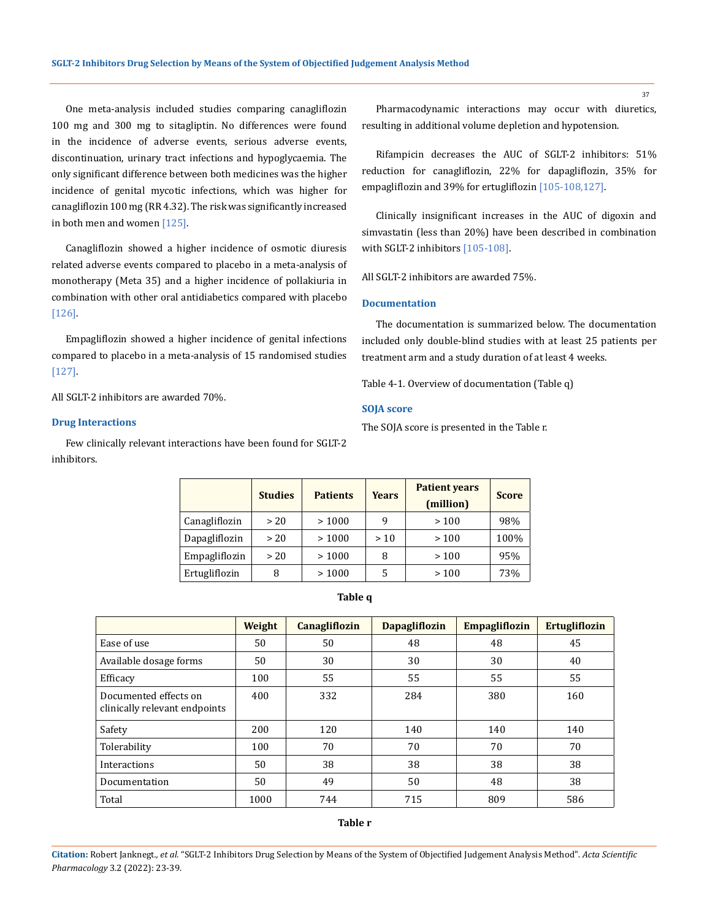One meta-analysis included studies comparing canagliflozin 100 mg and 300 mg to sitagliptin. No differences were found in the incidence of adverse events, serious adverse events, discontinuation, urinary tract infections and hypoglycaemia. The only significant difference between both medicines was the higher incidence of genital mycotic infections, which was higher for canagliflozin 100 mg (RR 4.32). The risk was significantly increased in both men and women [125].

Canagliflozin showed a higher incidence of osmotic diuresis related adverse events compared to placebo in a meta-analysis of monotherapy (Meta 35) and a higher incidence of pollakiuria in combination with other oral antidiabetics compared with placebo [126].

Empagliflozin showed a higher incidence of genital infections compared to placebo in a meta-analysis of 15 randomised studies [127].

All SGLT-2 inhibitors are awarded 70%.

### Drug Interactions

Few clinically relevant interactions have been found for SGLT-2 inhibitors.

Pharmacodynamic interactions may occur with diuretics, resulting in additional volume depletion and hypotension.

Rifampicin decreases the AUC of SGLT-2 inhibitors: 51% reduction for canagliflozin, 22% for dapagliflozin, 35% for empagliflozin and 39% for ertugliflozin [105-108,127].

Clinically insignificant increases in the AUC of digoxin and simvastatin (less than 20%) have been described in combination with SGLT-2 inhibitors [105-108].

All SGLT-2 inhibitors are awarded 75%.

### Documentation

The documentation is summarized below. The documentation included only double-blind studies with at least 25 patients per treatment arm and a study duration of at least 4 weeks.

Table 4-1. Overview of documentation (Table q)

### SOJA score

The SOJA score is presented in the Table r.

| | Studies | Patients | Years | Patient years (million) | Score |
|---|---|---|---|---|---|
| Canagliflozin | > 20 | > 1000 | 9 | > 100 | 98% |
| Dapagliflozin | > 20 | > 1000 | > 10 | > 100 | 100% |
| Empagliflozin | > 20 | > 1000 | 8 | > 100 | 95% |
| Ertugliflozin | 8 | > 1000 | 5 | > 100 | 73% |

**Table q**

| | Weight | Canagliflozin | Dapagliflozin | Empagliflozin | Ertugliflozin |
|---|---|---|---|---|---|
| Ease of use | 50 | 50 | 48 | 48 | 45 |
| Available dosage forms | 50 | 30 | 30 | 30 | 40 |
| Efficacy | 100 | 55 | 55 | 55 | 55 |
| Documented effects on clinically relevant endpoints | 400 | 332 | 284 | 380 | 160 |
| Safety | 200 | 120 | 140 | 140 | 140 |
| Tolerability | 100 | 70 | 70 | 70 | 70 |
| Interactions | 50 | 38 | 38 | 38 | 38 |
| Documentation | 50 | 49 | 50 | 48 | 38 |
| Total | 1000 | 744 | 715 | 809 | 586 |

**Table r**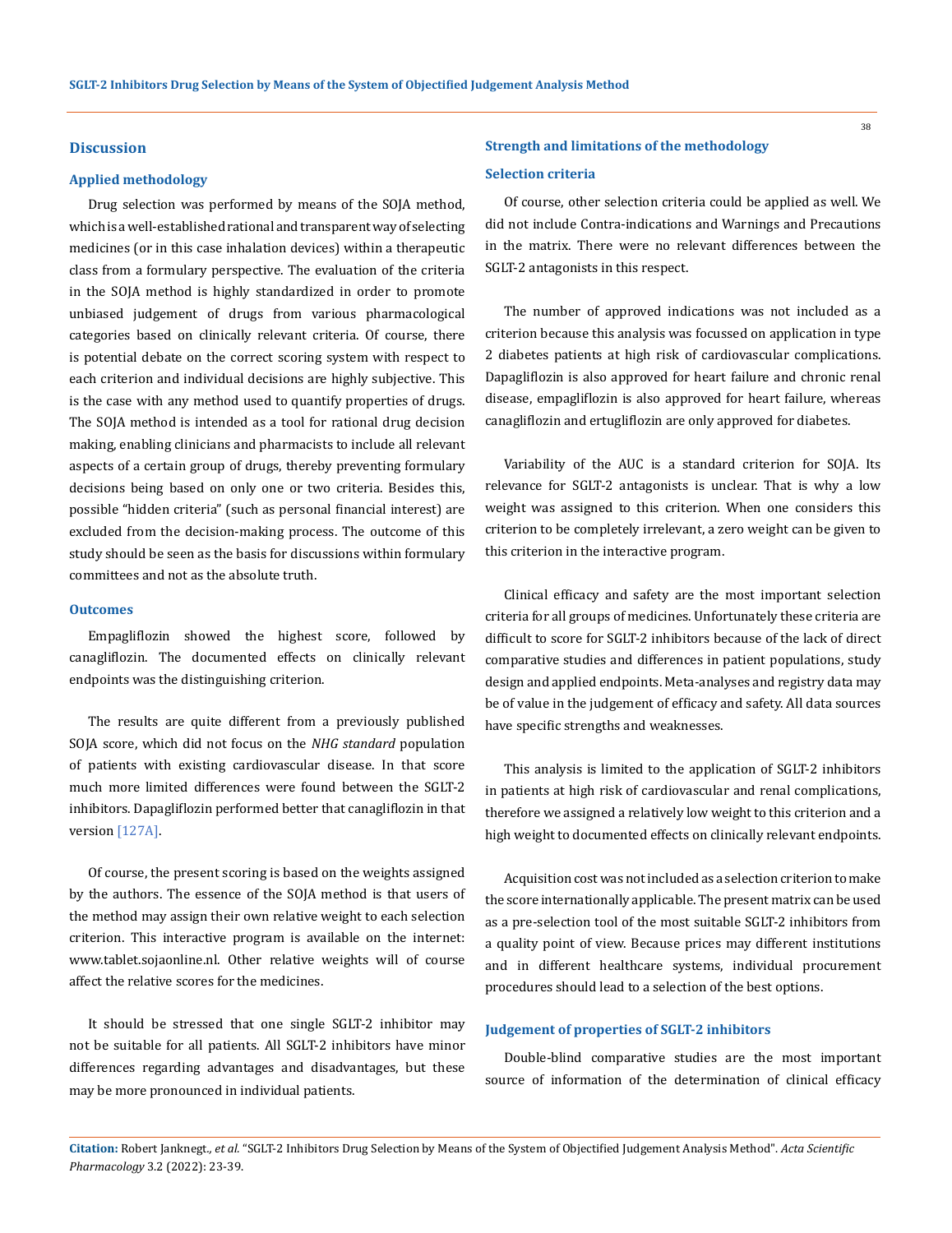## Discussion

### Applied methodology

Drug selection was performed by means of the SOJA method, which is a well-established rational and transparent way of selecting medicines (or in this case inhalation devices) within a therapeutic class from a formulary perspective. The evaluation of the criteria in the SOJA method is highly standardized in order to promote unbiased judgement of drugs from various pharmacological categories based on clinically relevant criteria. Of course, there is potential debate on the correct scoring system with respect to each criterion and individual decisions are highly subjective. This is the case with any method used to quantify properties of drugs. The SOJA method is intended as a tool for rational drug decision making, enabling clinicians and pharmacists to include all relevant aspects of a certain group of drugs, thereby preventing formulary decisions being based on only one or two criteria. Besides this, possible "hidden criteria" (such as personal financial interest) are excluded from the decision-making process. The outcome of this study should be seen as the basis for discussions within formulary committees and not as the absolute truth.

### Outcomes

Empagliflozin showed the highest score, followed by canagliflozin. The documented effects on clinically relevant endpoints was the distinguishing criterion.

The results are quite different from a previously published SOJA score, which did not focus on the *NHG standard* population of patients with existing cardiovascular disease. In that score much more limited differences were found between the SGLT-2 inhibitors. Dapagliflozin performed better that canagliflozin in that version [127A].

Of course, the present scoring is based on the weights assigned by the authors. The essence of the SOJA method is that users of the method may assign their own relative weight to each selection criterion. This interactive program is available on the internet: www.tablet.sojaonline.nl. Other relative weights will of course affect the relative scores for the medicines.

It should be stressed that one single SGLT-2 inhibitor may not be suitable for all patients. All SGLT-2 inhibitors have minor differences regarding advantages and disadvantages, but these may be more pronounced in individual patients.

### Strength and limitations of the methodology

### Selection criteria

Of course, other selection criteria could be applied as well. We did not include Contra-indications and Warnings and Precautions in the matrix. There were no relevant differences between the SGLT-2 antagonists in this respect.

The number of approved indications was not included as a criterion because this analysis was focussed on application in type 2 diabetes patients at high risk of cardiovascular complications. Dapagliflozin is also approved for heart failure and chronic renal disease, empagliflozin is also approved for heart failure, whereas canagliflozin and ertugliflozin are only approved for diabetes.

Variability of the AUC is a standard criterion for SOJA. Its relevance for SGLT-2 antagonists is unclear. That is why a low weight was assigned to this criterion. When one considers this criterion to be completely irrelevant, a zero weight can be given to this criterion in the interactive program.

Clinical efficacy and safety are the most important selection criteria for all groups of medicines. Unfortunately these criteria are difficult to score for SGLT-2 inhibitors because of the lack of direct comparative studies and differences in patient populations, study design and applied endpoints. Meta-analyses and registry data may be of value in the judgement of efficacy and safety. All data sources have specific strengths and weaknesses.

This analysis is limited to the application of SGLT-2 inhibitors in patients at high risk of cardiovascular and renal complications, therefore we assigned a relatively low weight to this criterion and a high weight to documented effects on clinically relevant endpoints.

Acquisition cost was not included as a selection criterion to make the score internationally applicable. The present matrix can be used as a pre-selection tool of the most suitable SGLT-2 inhibitors from a quality point of view. Because prices may different institutions and in different healthcare systems, individual procurement procedures should lead to a selection of the best options.

### Judgement of properties of SGLT-2 inhibitors

Double-blind comparative studies are the most important source of information of the determination of clinical efficacy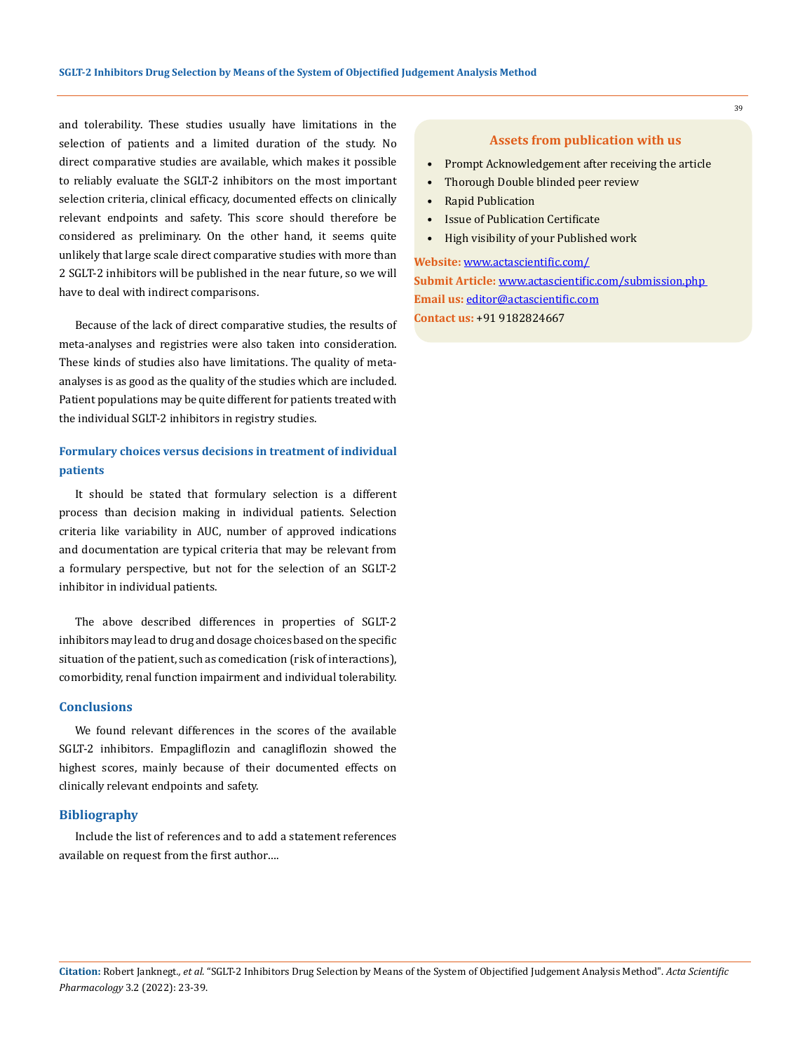and tolerability. These studies usually have limitations in the selection of patients and a limited duration of the study. No direct comparative studies are available, which makes it possible to reliably evaluate the SGLT-2 inhibitors on the most important selection criteria, clinical efficacy, documented effects on clinically relevant endpoints and safety. This score should therefore be considered as preliminary. On the other hand, it seems quite unlikely that large scale direct comparative studies with more than 2 SGLT-2 inhibitors will be published in the near future, so we will have to deal with indirect comparisons.

Because of the lack of direct comparative studies, the results of meta-analyses and registries were also taken into consideration. These kinds of studies also have limitations. The quality of meta-analyses is as good as the quality of the studies which are included. Patient populations may be quite different for patients treated with the individual SGLT-2 inhibitors in registry studies.

### Formulary choices versus decisions in treatment of individual patients

It should be stated that formulary selection is a different process than decision making in individual patients. Selection criteria like variability in AUC, number of approved indications and documentation are typical criteria that may be relevant from a formulary perspective, but not for the selection of an SGLT-2 inhibitor in individual patients.

The above described differences in properties of SGLT-2 inhibitors may lead to drug and dosage choices based on the specific situation of the patient, such as comedication (risk of interactions), comorbidity, renal function impairment and individual tolerability.

## Conclusions

We found relevant differences in the scores of the available SGLT-2 inhibitors. Empagliflozin and canagliflozin showed the highest scores, mainly because of their documented effects on clinically relevant endpoints and safety.

## Bibliography

Include the list of references and to add a statement references available on request from the first author….

### Assets from publication with us

- Prompt Acknowledgement after receiving the article
- Thorough Double blinded peer review
- Rapid Publication
- Issue of Publication Certificate
- High visibility of your Published work

**Website:** www.actascientific.com/
**Submit Article:** www.actascientific.com/submission.php
**Email us:** editor@actascientific.com
**Contact us:** +91 9182824667